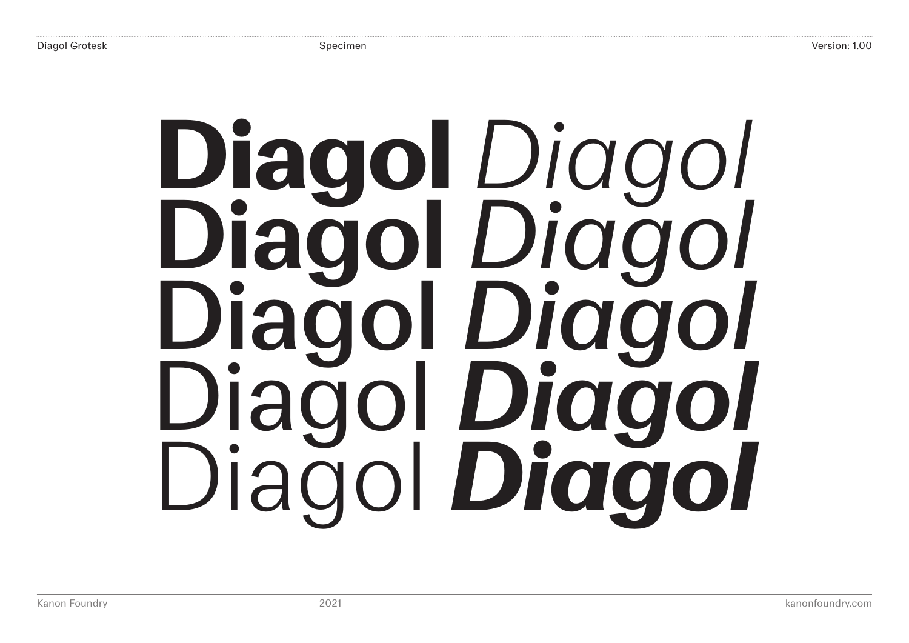**Diagol** *Diagol*
**Diagol** *Diagol*
Diagol ***Diagol***
Diagol ***Diagol***
Diagol ***Diagol***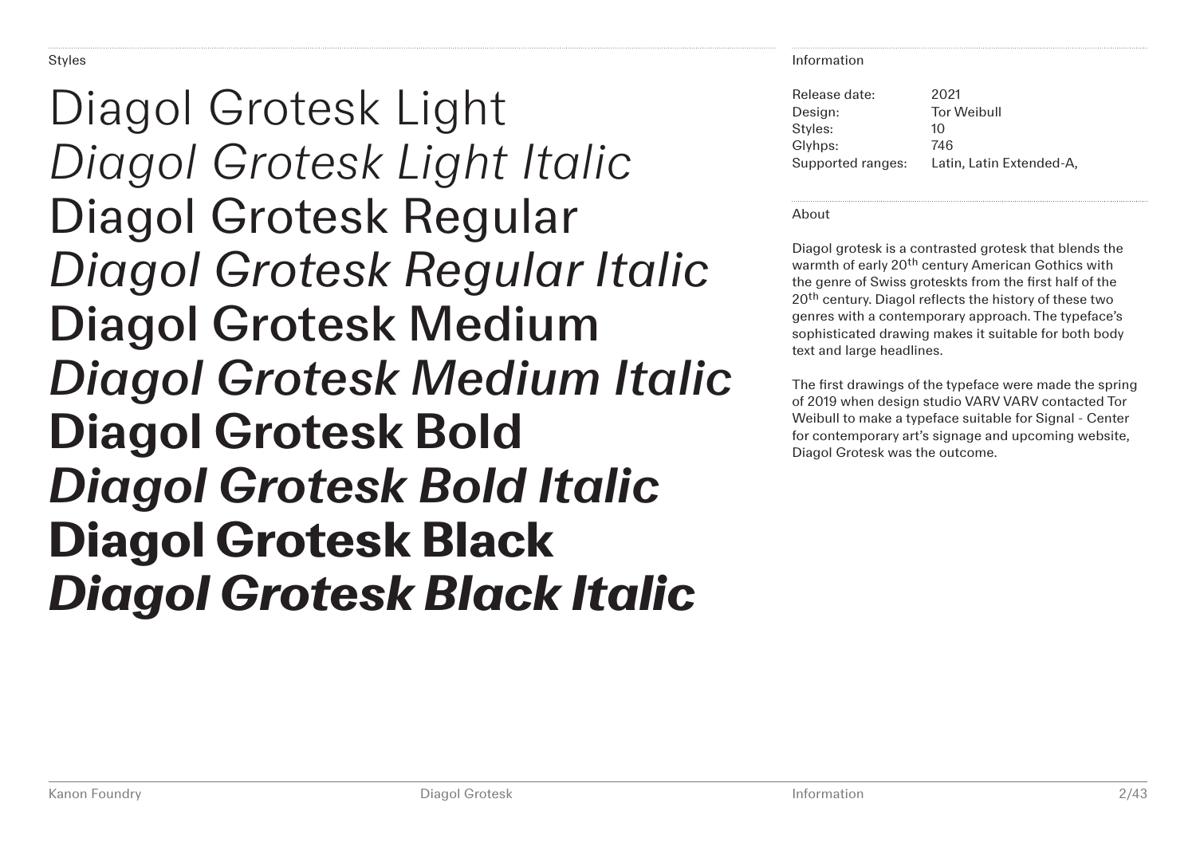Styles

Diagol Grotesk Light

*Diagol Grotesk Light Italic*

Diagol Grotesk Regular

*Diagol Grotesk Regular Italic*

**Diagol Grotesk Medium**

***Diagol Grotesk Medium Italic***

**Diagol Grotesk Bold**

***Diagol Grotesk Bold Italic***

**Diagol Grotesk Black**

***Diagol Grotesk Black Italic***

Information

| | |
|---|---|
| Release date: | 2021 |
| Design: | Tor Weibull |
| Styles: | 10 |
| Glyhps: | 746 |
| Supported ranges: | Latin, Latin Extended-A, |

About

Diagol grotesk is a contrasted grotesk that blends the warmth of early 20th century American Gothics with the genre of Swiss groteskts from the first half of the 20th century. Diagol reflects the history of these two genres with a contemporary approach. The typeface's sophisticated drawing makes it suitable for both body text and large headlines.

The first drawings of the typeface were made the spring of 2019 when design studio VARV VARV contacted Tor Weibull to make a typeface suitable for Signal - Center for contemporary art's signage and upcoming website, Diagol Grotesk was the outcome.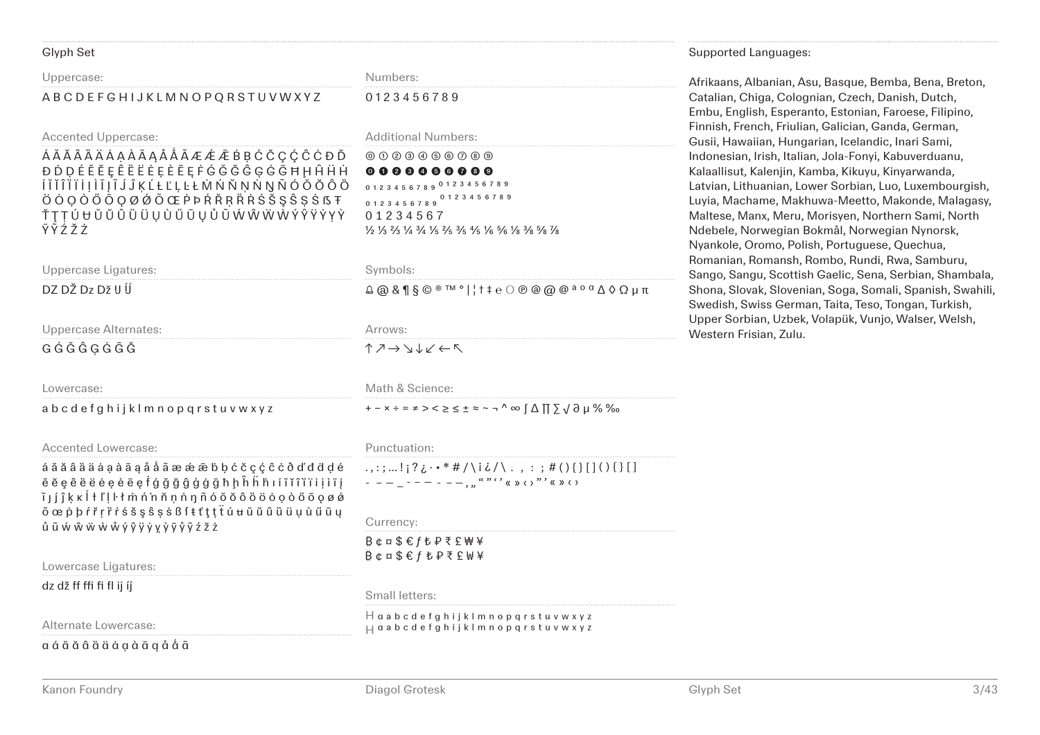# Glyph Set

## Uppercase:

A B C D E F G H I J K L M N O P Q R S T U V W X Y Z

## Accented Uppercase:

Á Ă Ǎ Â Ä Ȁ Ạ À Ā Ą Å Ǻ Ã Æ Ǽ Ḃ Ḅ Ć Č Ç Ĉ Ċ Ď Đ
Ð Ḍ Ḏ É Ĕ Ě Ê Ë Ė Ẹ È Ē Ę Ḟ Ǵ Ğ Ǧ Ĝ Ģ Ġ Ḡ Ħ Ḥ Ĥ Ḧ Ḣ
Í Ĭ Ǐ Î Ï İ Ị Ì Ī Į Ĩ Ĵ Ķ Ĺ Ł Ľ Ļ Ŀ Ł Ṁ Ń Ň Ņ Ṅ Ŋ Ñ Ó Ŏ Ǒ Ô Ö
Ȫ Ȯ Ọ Ò Ő Ō Ǫ Ø Ǿ Õ Œ Ṗ Þ Ŕ Ř Ŗ Ṙ Ś Š Ş Ŝ Ș Ṡ ẞ Ŧ
Ť Ţ Ț Ú Ʉ Ŭ Ǔ Û Ü Ụ Ù Ű Ū Ų Ů Ũ Ẃ Ŵ Ẅ Ẁ Ý Ŷ Ÿ Ẏ Ỵ Ỳ
Ȳ Ỹ Ź Ž Ż

## Uppercase Ligatures:

DZ DŽ Dz Dž IJ Ĳ́

## Uppercase Alternates:

G Ǵ Ğ Ĝ Ģ Ġ Ḡ Ǧ

## Lowercase:

a b c d e f g h i j k l m n o p q r s t u v w x y z

## Accented Lowercase:

á ă ǎ â ä ȁ ȧ ạ à ā ą å ǻ ã æ ǽ ḃ ḅ ć č ç ĉ ċ ḍ ď đ ḏ ḍ é
ĕ ě ẹ ê ë ė ẹ è ē ę ḟ ǵ ğ ǧ ĝ ģ ġ ḡ ħ ḥ ĥ ḧ ḣ ı í ĭ ǐ î ï ì ị ì ī į
ĩ ȷ ǰ ĵ ķ ĸ ĺ ł ľ ļ ŀ ł ṁ ń ŉ ň ņ ṅ ŋ ñ ó ŏ ǒ ô ö ȫ ȯ ọ ò ő ō ǫ ø ǿ
õ œ ṗ þ ŕ ř ŗ ṙ ś š ş ŝ ș ṡ ß ſ ŧ ť ţ ț ẗ ú ʉ ŭ ǔ û ü ụ ù ű ū ų
ů ũ ẃ ŵ ẅ ẁ ẘ ý ŷ ÿ ẏ ỵ ỳ ȳ ỹ ź ž ż

## Lowercase Ligatures:

dz dž ff ffi fi fl ij íj́

## Alternate Lowercase:

ɑ á ă ǎ â ä ȧ ạ à ā ą å ǻ ã

## Numbers:

0 1 2 3 4 5 6 7 8 9

## Additional Numbers:

⓪ ① ② ③ ④ ⑤ ⑥ ⑦ ⑧ ⑨
⓿ ❶ ❷ ❸ ❹ ❺ ❻ ❼ ❽ ❾
0 1 2 3 4 5 6 7 8 9 0 1 2 3 4 5 6 7 8 9
0 1 2 3 4 5 6 7 8 9 0 1 2 3 4 5 6 7 8 9
0 1 2 3 4 5 6 7
½ ⅓ ⅔ ¼ ¾ ⅕ ⅖ ⅗ ⅘ ⅙ ⅚ ⅛ ⅜ ⅝ ⅞

## Symbols:

⍝ @ & ¶ § © ® ™ ° | ¦ † ‡ ℮ ◌ ℗ @ @ @ ª º ª Δ ◊ Ω µ π

## Arrows:

↑ ↗ → ↘ ↓ ↙ ← ↖

## Math & Science:

+ − × ÷ = ≠ > < ≥ ≤ ± ≈ ~ ¬ ^ ∞ ∫ Δ ∏ ∑ √ ∂ µ % ‰

## Punctuation:

. , : ; … ! ¡ ? ¿ · • * # / \ ¡ ¿ / \ . , : ; # ( ) { } [ ] ( ) { } [ ]
- – — _ - – — - – — , „ " " ' ' « » ‹ › " ' « » ‹ ›

## Currency:

฿ ¢ ¤ $ € ƒ ₺ ₽ ₹ £ ₩ ¥
฿ ¢ ¤ $ € ƒ ₺ ₽ ₹ £ ₩ ¥

## Small letters:

H ɑ a b c d e f g h i j k l m n o p q r s t u v w x y z
H ɑ a b c d e f g h i j k l m n o p q r s t u v w x y z

## Supported Languages:

Afrikaans, Albanian, Asu, Basque, Bemba, Bena, Breton, Catalian, Chiga, Colognian, Czech, Danish, Dutch, Embu, English, Esperanto, Estonian, Faroese, Filipino, Finnish, French, Friulian, Galician, Ganda, German, Gusii, Hawaiian, Hungarian, Icelandic, Inari Sami, Indonesian, Irish, Italian, Jola-Fonyi, Kabuverdianu, Kalaallisut, Kalenjin, Kamba, Kikuyu, Kinyarwanda, Latvian, Lithuanian, Lower Sorbian, Luo, Luxembourgish, Luyia, Machame, Makhuwa-Meetto, Makonde, Malagasy, Maltese, Manx, Meru, Morisyen, Northern Sami, North Ndebele, Norwegian Bokmål, Norwegian Nynorsk, Nyankole, Oromo, Polish, Portuguese, Quechua, Romanian, Romansh, Rombo, Rundi, Rwa, Samburu, Sango, Sangu, Scottish Gaelic, Sena, Serbian, Shambala, Shona, Slovak, Slovenian, Soga, Somali, Spanish, Swahili, Swedish, Swiss German, Taita, Teso, Tongan, Turkish, Upper Sorbian, Uzbek, Volapük, Vunjo, Walser, Welsh, Western Frisian, Zulu.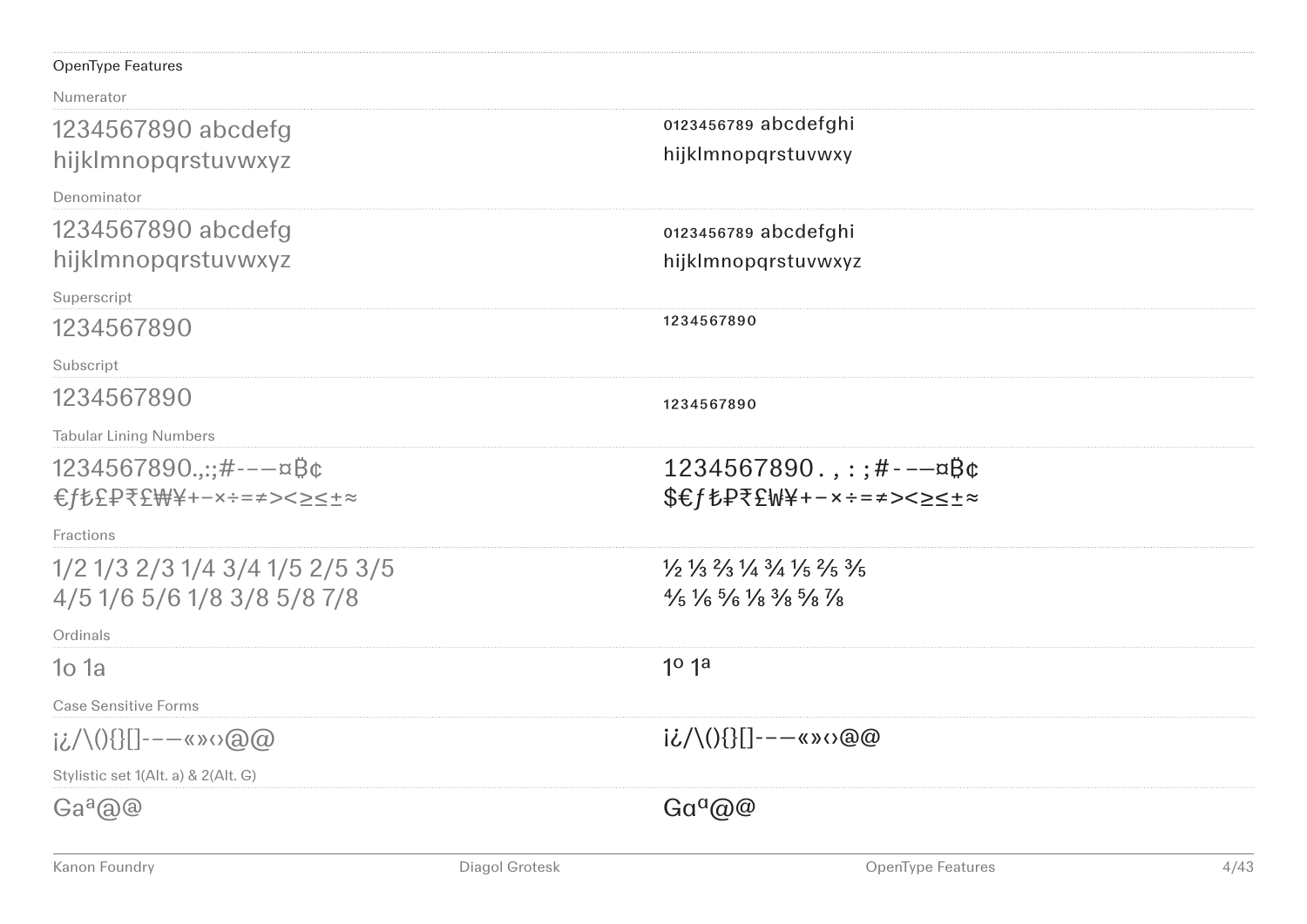## OpenType Features

### Numerator

1234567890 abcdefg
hijklmnopqrstuvwxyz

0123456789 abcdefghi
hijklmnopqrstuvwxy

### Denominator

1234567890 abcdefg
hijklmnopqrstuvwxyz

0123456789 abcdefghi
hijklmnopqrstuvwxyz

### Superscript

1234567890

1234567890

### Subscript

1234567890

1234567890

### Tabular Lining Numbers

1234567890.,:;#-––¤฿¢
€ƒ₺₽₹₤₩¥+−×÷=≠><≥≤±≈

1234567890.,:;#-––¤฿¢
$€ƒ₺₽₹₤₩¥+−×÷=≠><≥≤±≈

### Fractions

1/2 1/3 2/3 1/4 3/4 1/5 2/5 3/5
4/5 1/6 5/6 1/8 3/8 5/8 7/8

½ ⅓ ⅔ ¼ ¾ ⅕ ⅖ ⅗
⅘ ⅙ ⅚ ⅛ ⅜ ⅝ ⅞

### Ordinals

1o 1a

1º 1ª

### Case Sensitive Forms

¡¿/\(){}[]-––«»‹›@@

¡¿/\(){}[]-––«»‹›@@

### Stylistic set 1(Alt. a) & 2(Alt. G)

Gaª@@

Gɑª@@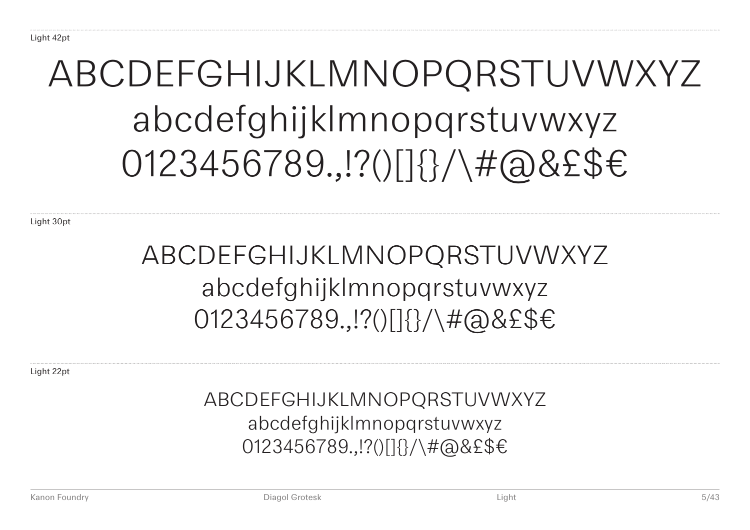Light 42pt

ABCDEFGHIJKLMNOPQRSTUVWXYZ
abcdefghijklmnopqrstuvwxyz
0123456789.,!?()[]{}/\#@&£$€

Light 30pt

ABCDEFGHIJKLMNOPQRSTUVWXYZ
abcdefghijklmnopqrstuvwxyz
0123456789.,!?()[]{}/\#@&£$€

Light 22pt

ABCDEFGHIJKLMNOPQRSTUVWXYZ
abcdefghijklmnopqrstuvwxyz
0123456789.,!?()[]{}/\#@&£$€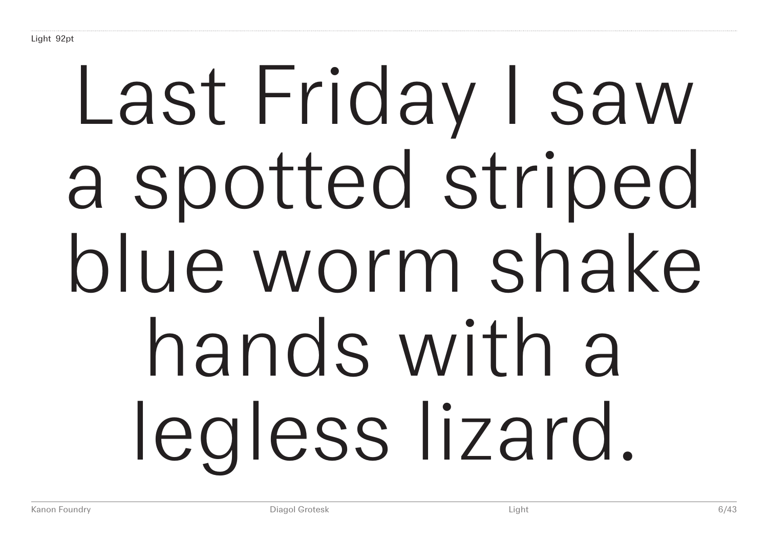Light 92pt

Last Friday I saw a spotted striped blue worm shake hands with a legless lizard.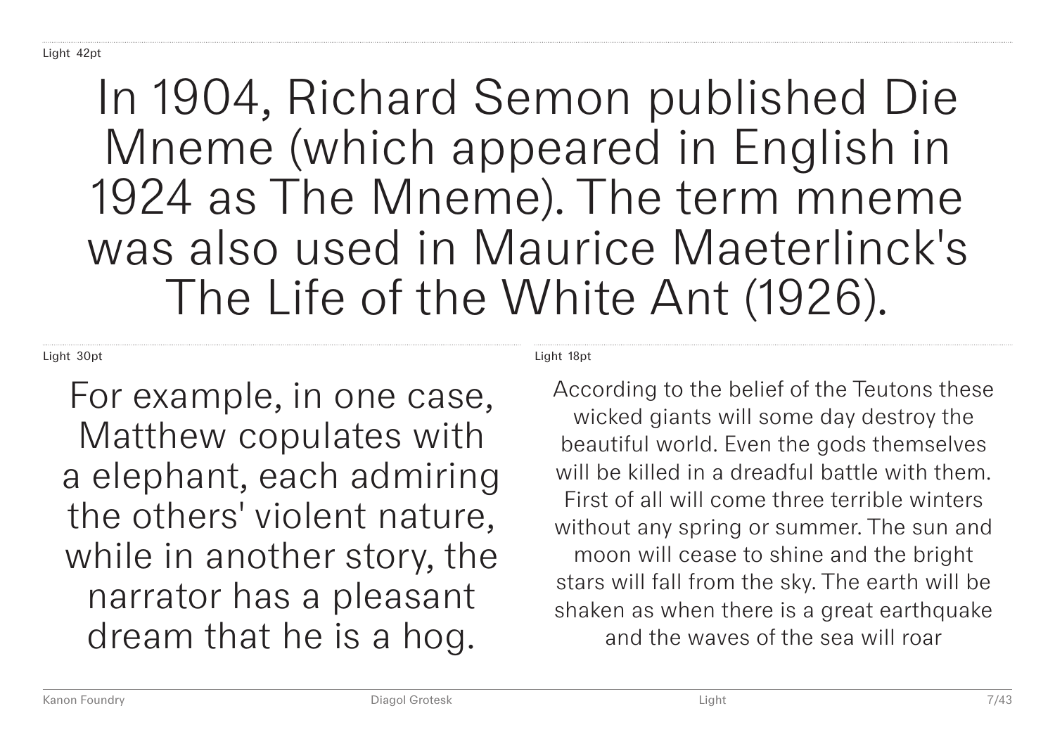Light 42pt

In 1904, Richard Semon published Die Mneme (which appeared in English in 1924 as The Mneme). The term mneme was also used in Maurice Maeterlinck's The Life of the White Ant (1926).

Light 30pt

For example, in one case, Matthew copulates with a elephant, each admiring the others' violent nature, while in another story, the narrator has a pleasant dream that he is a hog.

Light 18pt

According to the belief of the Teutons these wicked giants will some day destroy the beautiful world. Even the gods themselves will be killed in a dreadful battle with them. First of all will come three terrible winters without any spring or summer. The sun and moon will cease to shine and the bright stars will fall from the sky. The earth will be shaken as when there is a great earthquake and the waves of the sea will roar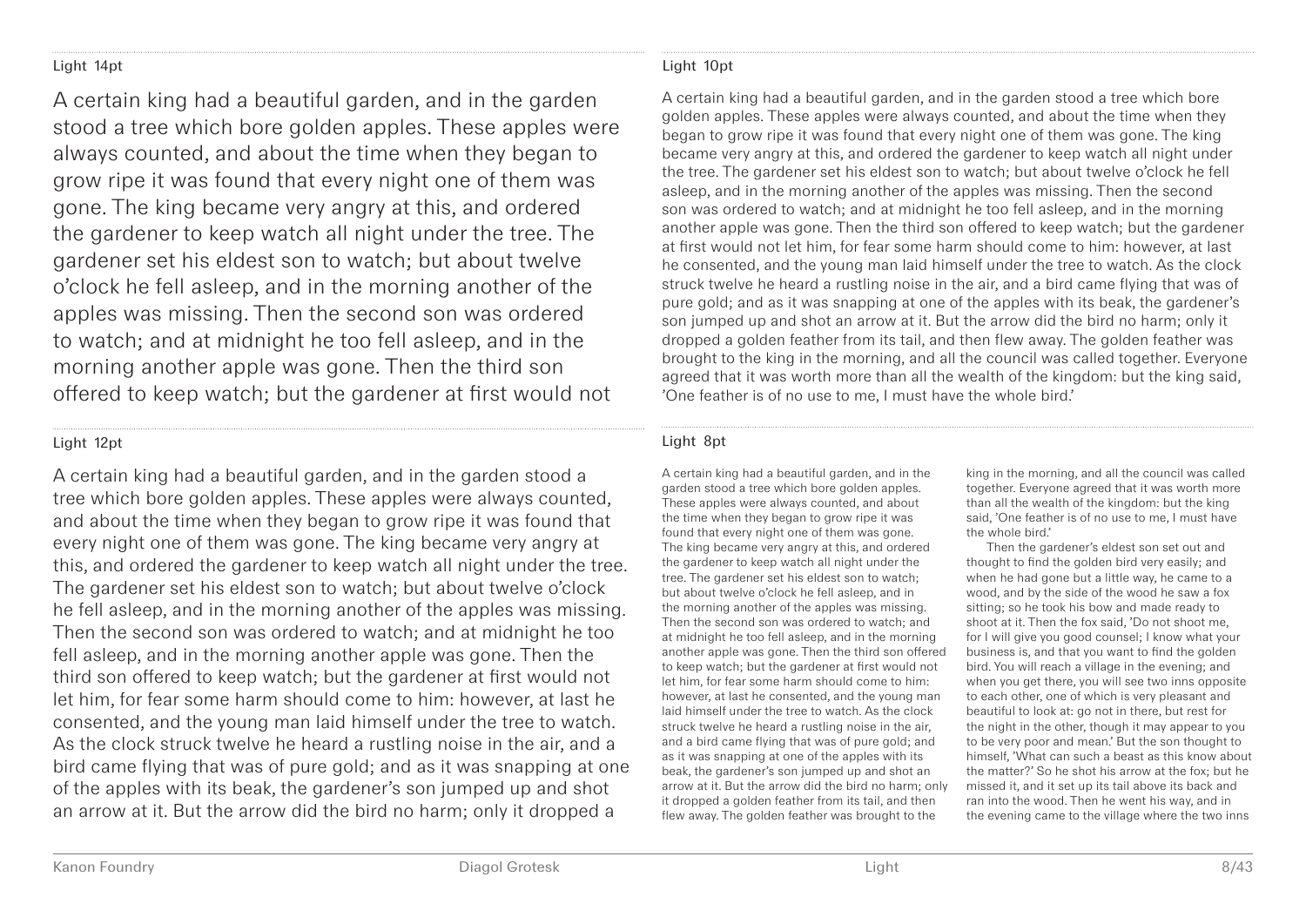Light 14pt

A certain king had a beautiful garden, and in the garden stood a tree which bore golden apples. These apples were always counted, and about the time when they began to grow ripe it was found that every night one of them was gone. The king became very angry at this, and ordered the gardener to keep watch all night under the tree. The gardener set his eldest son to watch; but about twelve o'clock he fell asleep, and in the morning another of the apples was missing. Then the second son was ordered to watch; and at midnight he too fell asleep, and in the morning another apple was gone. Then the third son offered to keep watch; but the gardener at first would not

Light 12pt

A certain king had a beautiful garden, and in the garden stood a tree which bore golden apples. These apples were always counted, and about the time when they began to grow ripe it was found that every night one of them was gone. The king became very angry at this, and ordered the gardener to keep watch all night under the tree. The gardener set his eldest son to watch; but about twelve o'clock he fell asleep, and in the morning another of the apples was missing. Then the second son was ordered to watch; and at midnight he too fell asleep, and in the morning another apple was gone. Then the third son offered to keep watch; but the gardener at first would not let him, for fear some harm should come to him: however, at last he consented, and the young man laid himself under the tree to watch. As the clock struck twelve he heard a rustling noise in the air, and a bird came flying that was of pure gold; and as it was snapping at one of the apples with its beak, the gardener's son jumped up and shot an arrow at it. But the arrow did the bird no harm; only it dropped a

Light 10pt

A certain king had a beautiful garden, and in the garden stood a tree which bore golden apples. These apples were always counted, and about the time when they began to grow ripe it was found that every night one of them was gone. The king became very angry at this, and ordered the gardener to keep watch all night under the tree. The gardener set his eldest son to watch; but about twelve o'clock he fell asleep, and in the morning another of the apples was missing. Then the second son was ordered to watch; and at midnight he too fell asleep, and in the morning another apple was gone. Then the third son offered to keep watch; but the gardener at first would not let him, for fear some harm should come to him: however, at last he consented, and the young man laid himself under the tree to watch. As the clock struck twelve he heard a rustling noise in the air, and a bird came flying that was of pure gold; and as it was snapping at one of the apples with its beak, the gardener's son jumped up and shot an arrow at it. But the arrow did the bird no harm; only it dropped a golden feather from its tail, and then flew away. The golden feather was brought to the king in the morning, and all the council was called together. Everyone agreed that it was worth more than all the wealth of the kingdom: but the king said, 'One feather is of no use to me, I must have the whole bird.'

Light 8pt

A certain king had a beautiful garden, and in the garden stood a tree which bore golden apples. These apples were always counted, and about the time when they began to grow ripe it was found that every night one of them was gone. The king became very angry at this, and ordered the gardener to keep watch all night under the tree. The gardener set his eldest son to watch; but about twelve o'clock he fell asleep, and in the morning another of the apples was missing. Then the second son was ordered to watch; and at midnight he too fell asleep, and in the morning another apple was gone. Then the third son offered to keep watch; but the gardener at first would not let him, for fear some harm should come to him: however, at last he consented, and the young man laid himself under the tree to watch. As the clock struck twelve he heard a rustling noise in the air, and a bird came flying that was of pure gold; and as it was snapping at one of the apples with its beak, the gardener's son jumped up and shot an arrow at it. But the arrow did the bird no harm; only it dropped a golden feather from its tail, and then flew away. The golden feather was brought to the king in the morning, and all the council was called together. Everyone agreed that it was worth more than all the wealth of the kingdom: but the king said, 'One feather is of no use to me, I must have the whole bird.'

Then the gardener's eldest son set out and thought to find the golden bird very easily; and when he had gone but a little way, he came to a wood, and by the side of the wood he saw a fox sitting; so he took his bow and made ready to shoot at it. Then the fox said, 'Do not shoot me, for I will give you good counsel; I know what your business is, and that you want to find the golden bird. You will reach a village in the evening; and when you get there, you will see two inns opposite to each other, one of which is very pleasant and beautiful to look at: go not in there, but rest for the night in the other, though it may appear to you to be very poor and mean.' But the son thought to himself, 'What can such a beast as this know about the matter?' So he shot his arrow at the fox; but he missed it, and it set up its tail above its back and ran into the wood. Then he went his way, and in the evening came to the village where the two inns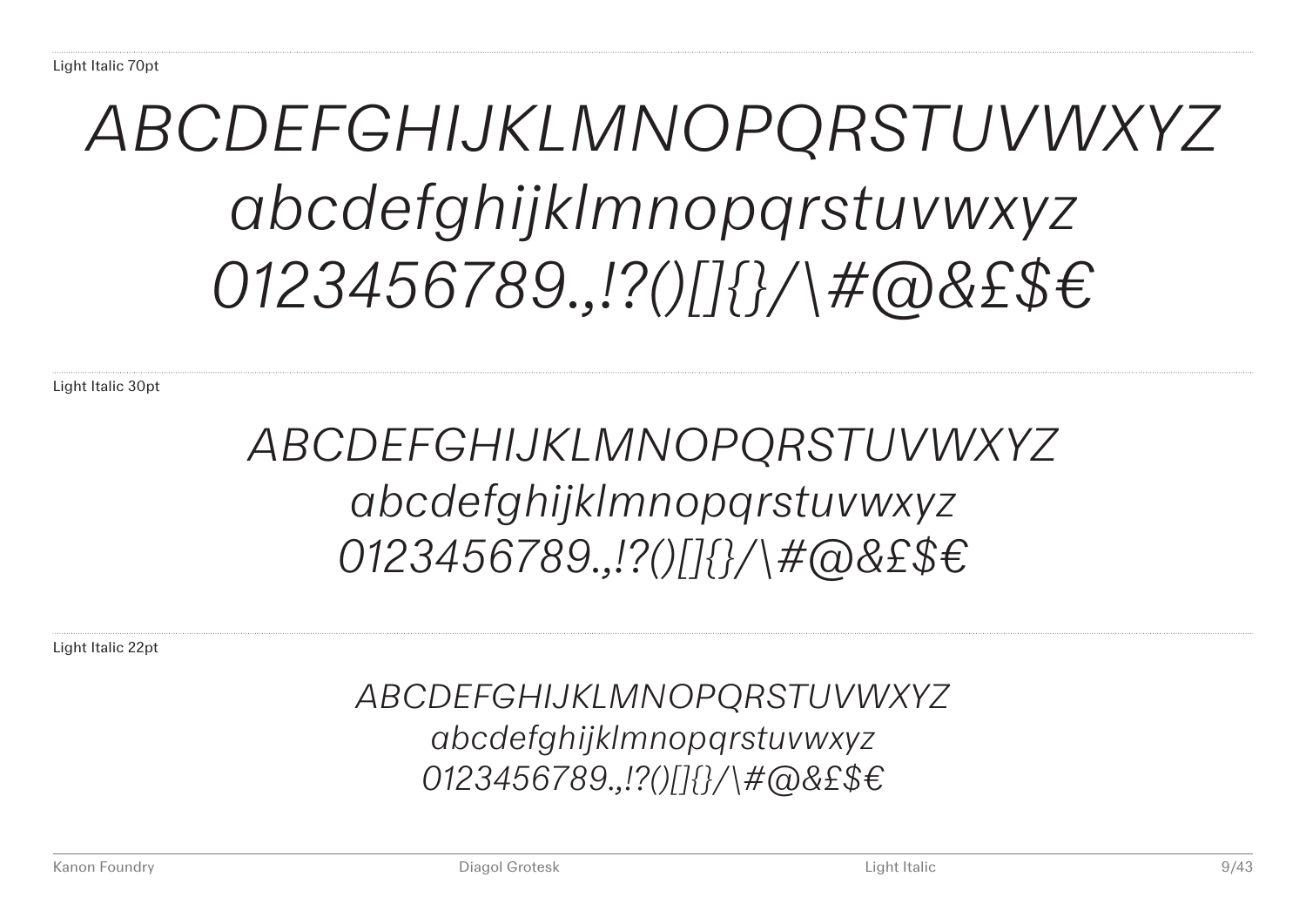Light Italic 70pt

*ABCDEFGHIJKLMNOPQRSTUVWXYZ*
*abcdefghijklmnopqrstuvwxyz*
*0123456789.,!?()[]{}/\#@&£$€*

Light Italic 30pt

*ABCDEFGHIJKLMNOPQRSTUVWXYZ*
*abcdefghijklmnopqrstuvwxyz*
*0123456789.,!?()[]{}/\#@&£$€*

Light Italic 22pt

*ABCDEFGHIJKLMNOPQRSTUVWXYZ*
*abcdefghijklmnopqrstuvwxyz*
*0123456789.,!?()[]{}/\#@&£$€*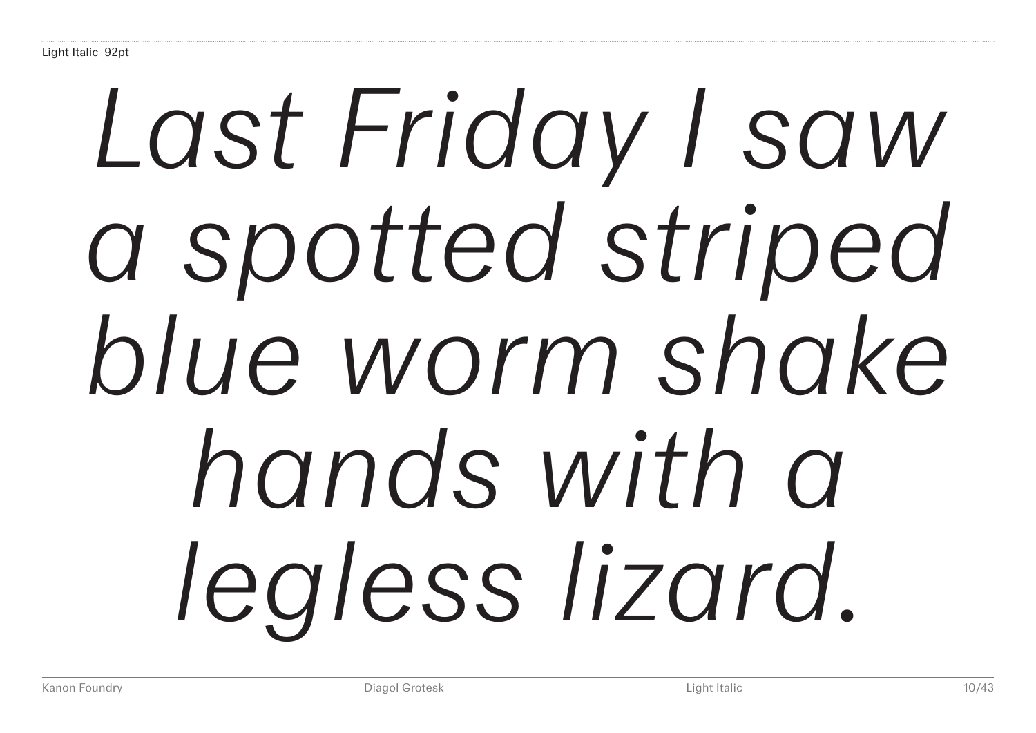Light Italic 92pt

*Last Friday I saw a spotted striped blue worm shake hands with a legless lizard.*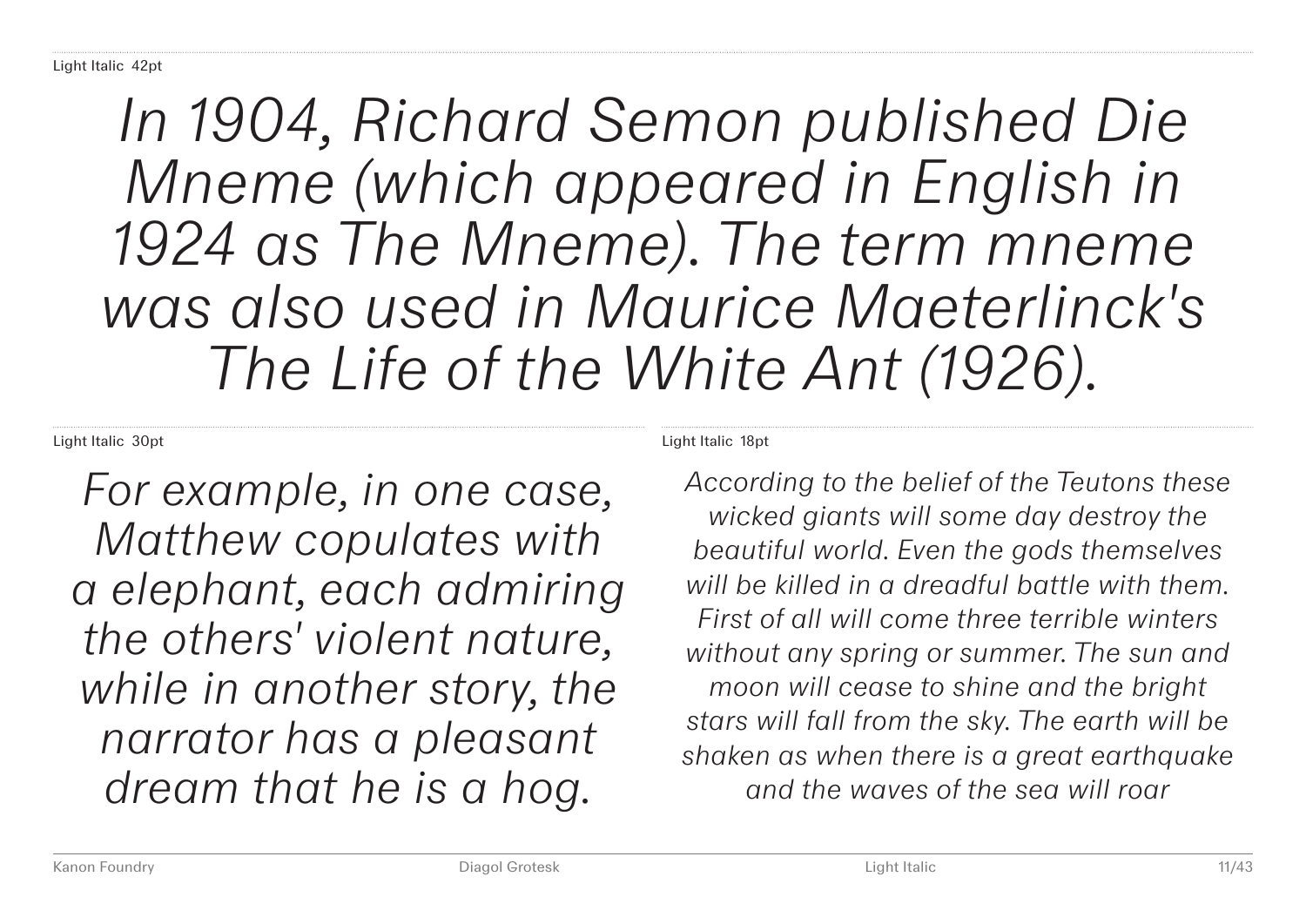Light Italic 42pt

*In 1904, Richard Semon published Die Mneme (which appeared in English in 1924 as The Mneme). The term mneme was also used in Maurice Maeterlinck's The Life of the White Ant (1926).*

Light Italic 30pt

*For example, in one case, Matthew copulates with a elephant, each admiring the others' violent nature, while in another story, the narrator has a pleasant dream that he is a hog.*

Light Italic 18pt

*According to the belief of the Teutons these wicked giants will some day destroy the beautiful world. Even the gods themselves will be killed in a dreadful battle with them. First of all will come three terrible winters without any spring or summer. The sun and moon will cease to shine and the bright stars will fall from the sky. The earth will be shaken as when there is a great earthquake and the waves of the sea will roar*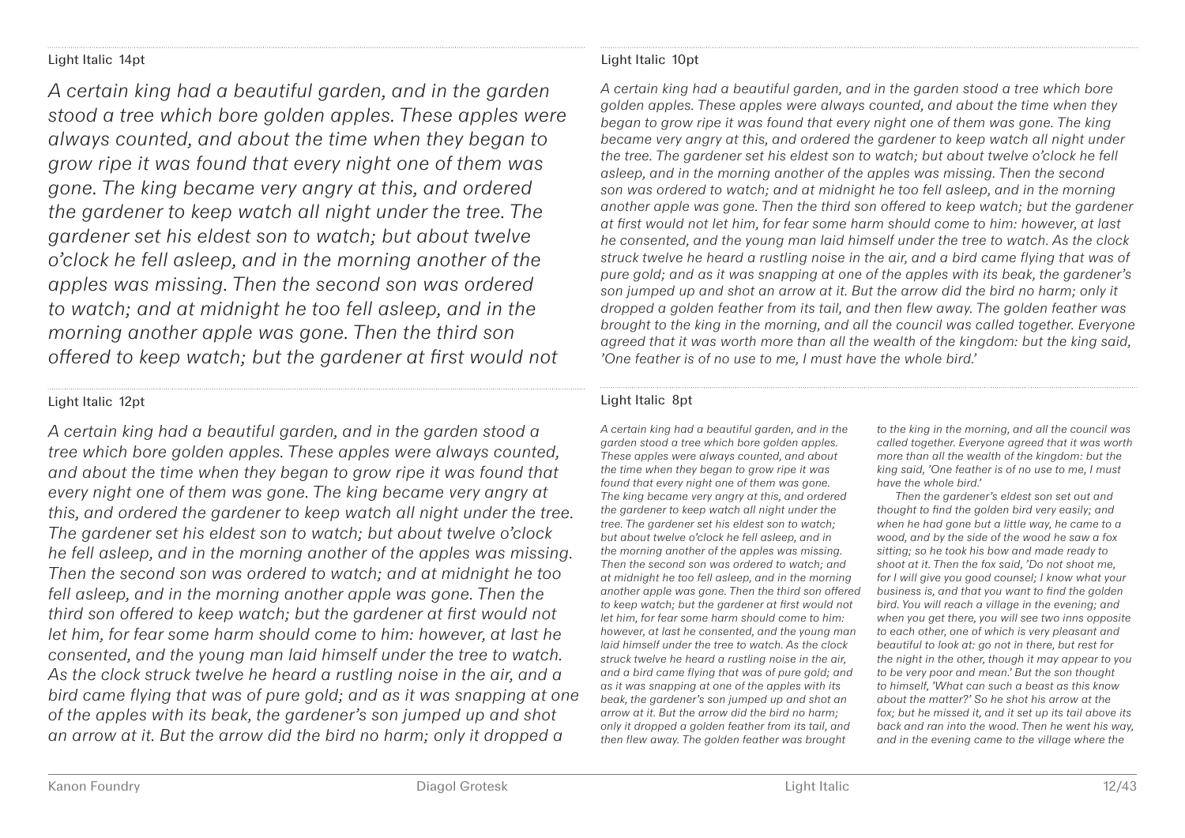Light Italic 14pt

*A certain king had a beautiful garden, and in the garden stood a tree which bore golden apples. These apples were always counted, and about the time when they began to grow ripe it was found that every night one of them was gone. The king became very angry at this, and ordered the gardener to keep watch all night under the tree. The gardener set his eldest son to watch; but about twelve o'clock he fell asleep, and in the morning another of the apples was missing. Then the second son was ordered to watch; and at midnight he too fell asleep, and in the morning another apple was gone. Then the third son offered to keep watch; but the gardener at first would not*

Light Italic 12pt

*A certain king had a beautiful garden, and in the garden stood a tree which bore golden apples. These apples were always counted, and about the time when they began to grow ripe it was found that every night one of them was gone. The king became very angry at this, and ordered the gardener to keep watch all night under the tree. The gardener set his eldest son to watch; but about twelve o'clock he fell asleep, and in the morning another of the apples was missing. Then the second son was ordered to watch; and at midnight he too fell asleep, and in the morning another apple was gone. Then the third son offered to keep watch; but the gardener at first would not let him, for fear some harm should come to him: however, at last he consented, and the young man laid himself under the tree to watch. As the clock struck twelve he heard a rustling noise in the air, and a bird came flying that was of pure gold; and as it was snapping at one of the apples with its beak, the gardener's son jumped up and shot an arrow at it. But the arrow did the bird no harm; only it dropped a*

Light Italic 10pt

*A certain king had a beautiful garden, and in the garden stood a tree which bore golden apples. These apples were always counted, and about the time when they began to grow ripe it was found that every night one of them was gone. The king became very angry at this, and ordered the gardener to keep watch all night under the tree. The gardener set his eldest son to watch; but about twelve o'clock he fell asleep, and in the morning another of the apples was missing. Then the second son was ordered to watch; and at midnight he too fell asleep, and in the morning another apple was gone. Then the third son offered to keep watch; but the gardener at first would not let him, for fear some harm should come to him: however, at last he consented, and the young man laid himself under the tree to watch. As the clock struck twelve he heard a rustling noise in the air, and a bird came flying that was of pure gold; and as it was snapping at one of the apples with its beak, the gardener's son jumped up and shot an arrow at it. But the arrow did the bird no harm; only it dropped a golden feather from its tail, and then flew away. The golden feather was brought to the king in the morning, and all the council was called together. Everyone agreed that it was worth more than all the wealth of the kingdom: but the king said, 'One feather is of no use to me, I must have the whole bird.'*

Light Italic 8pt

*A certain king had a beautiful garden, and in the garden stood a tree which bore golden apples. These apples were always counted, and about the time when they began to grow ripe it was found that every night one of them was gone. The king became very angry at this, and ordered the gardener to keep watch all night under the tree. The gardener set his eldest son to watch; but about twelve o'clock he fell asleep, and in the morning another of the apples was missing. Then the second son was ordered to watch; and at midnight he too fell asleep, and in the morning another apple was gone. Then the third son offered to keep watch; but the gardener at first would not let him, for fear some harm should come to him: however, at last he consented, and the young man laid himself under the tree to watch. As the clock struck twelve he heard a rustling noise in the air, and a bird came flying that was of pure gold; and as it was snapping at one of the apples with its beak, the gardener's son jumped up and shot an arrow at it. But the arrow did the bird no harm; only it dropped a golden feather from its tail, and then flew away. The golden feather was brought to the king in the morning, and all the council was called together. Everyone agreed that it was worth more than all the wealth of the kingdom: but the king said, 'One feather is of no use to me, I must have the whole bird.'*

*Then the gardener's eldest son set out and thought to find the golden bird very easily; and when he had gone but a little way, he came to a wood, and by the side of the wood he saw a fox sitting; so he took his bow and made ready to shoot at it. Then the fox said, 'Do not shoot me, for I will give you good counsel; I know what your business is, and that you want to find the golden bird. You will reach a village in the evening; and when you get there, you will see two inns opposite to each other, one of which is very pleasant and beautiful to look at: go not in there, but rest for the night in the other, though it may appear to you to be very poor and mean.' But the son thought to himself, 'What can such a beast as this know about the matter?' So he shot his arrow at the fox; but he missed it, and it set up its tail above its back and ran into the wood. Then he went his way, and in the evening came to the village where the*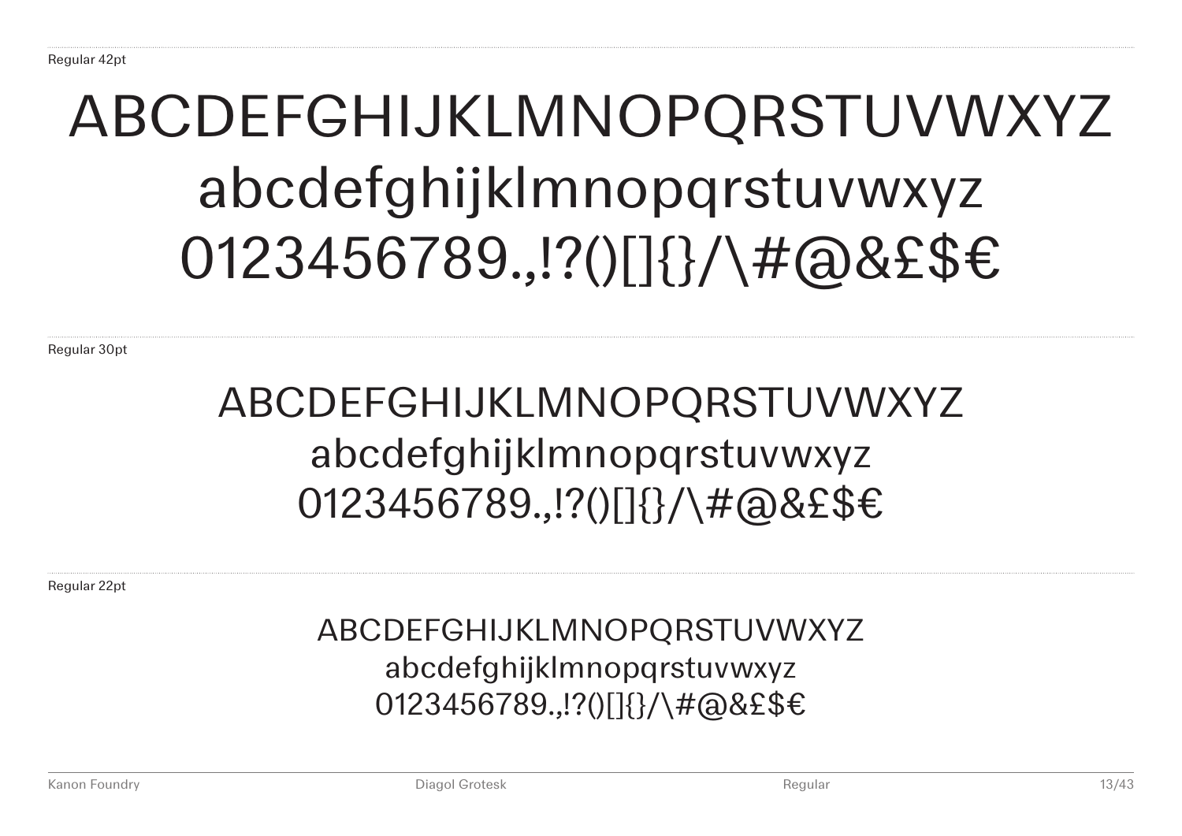Regular 42pt

ABCDEFGHIJKLMNOPQRSTUVWXYZ
abcdefghijklmnopqrstuvwxyz
0123456789.,!?()[]{}/\#@&£$€

Regular 30pt

ABCDEFGHIJKLMNOPQRSTUVWXYZ
abcdefghijklmnopqrstuvwxyz
0123456789.,!?()[]{}/\#@&£$€

Regular 22pt

ABCDEFGHIJKLMNOPQRSTUVWXYZ
abcdefghijklmnopqrstuvwxyz
0123456789.,!?()[]{}/\#@&£$€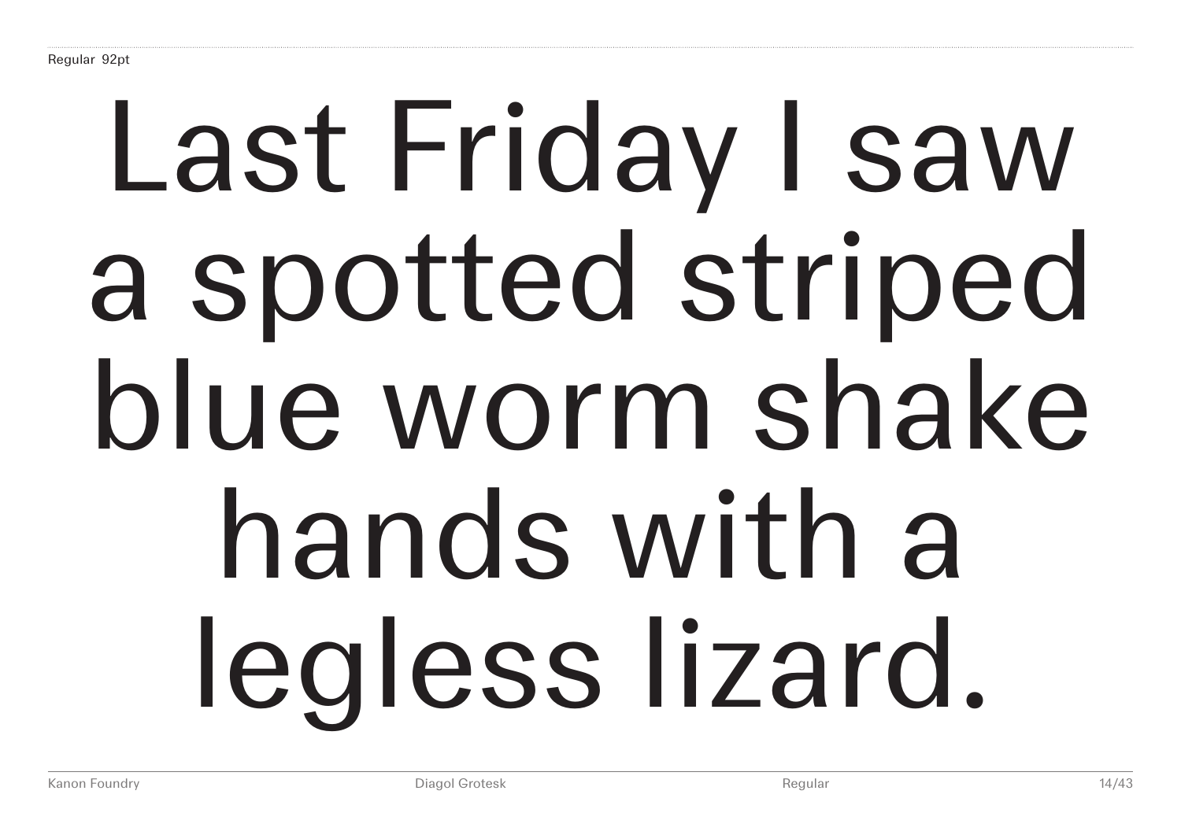Regular 92pt

Last Friday I saw a spotted striped blue worm shake hands with a legless lizard.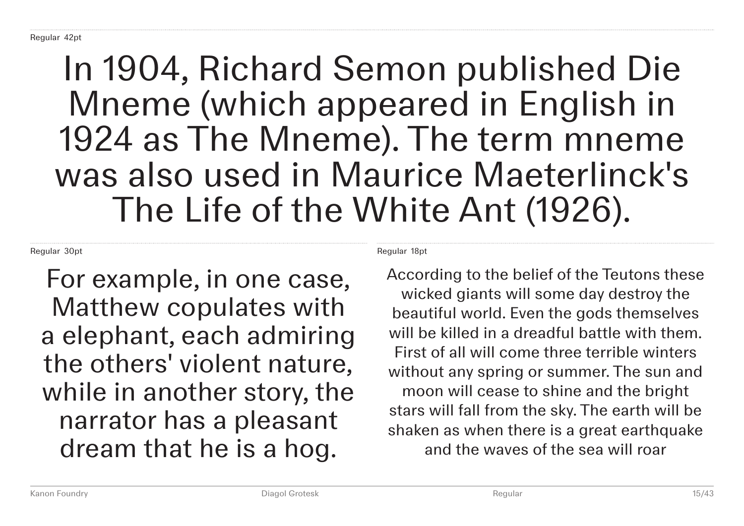Regular 42pt

In 1904, Richard Semon published Die Mneme (which appeared in English in 1924 as The Mneme). The term mneme was also used in Maurice Maeterlinck's The Life of the White Ant (1926).

Regular 30pt

For example, in one case, Matthew copulates with a elephant, each admiring the others' violent nature, while in another story, the narrator has a pleasant dream that he is a hog.

Regular 18pt

According to the belief of the Teutons these wicked giants will some day destroy the beautiful world. Even the gods themselves will be killed in a dreadful battle with them. First of all will come three terrible winters without any spring or summer. The sun and moon will cease to shine and the bright stars will fall from the sky. The earth will be shaken as when there is a great earthquake and the waves of the sea will roar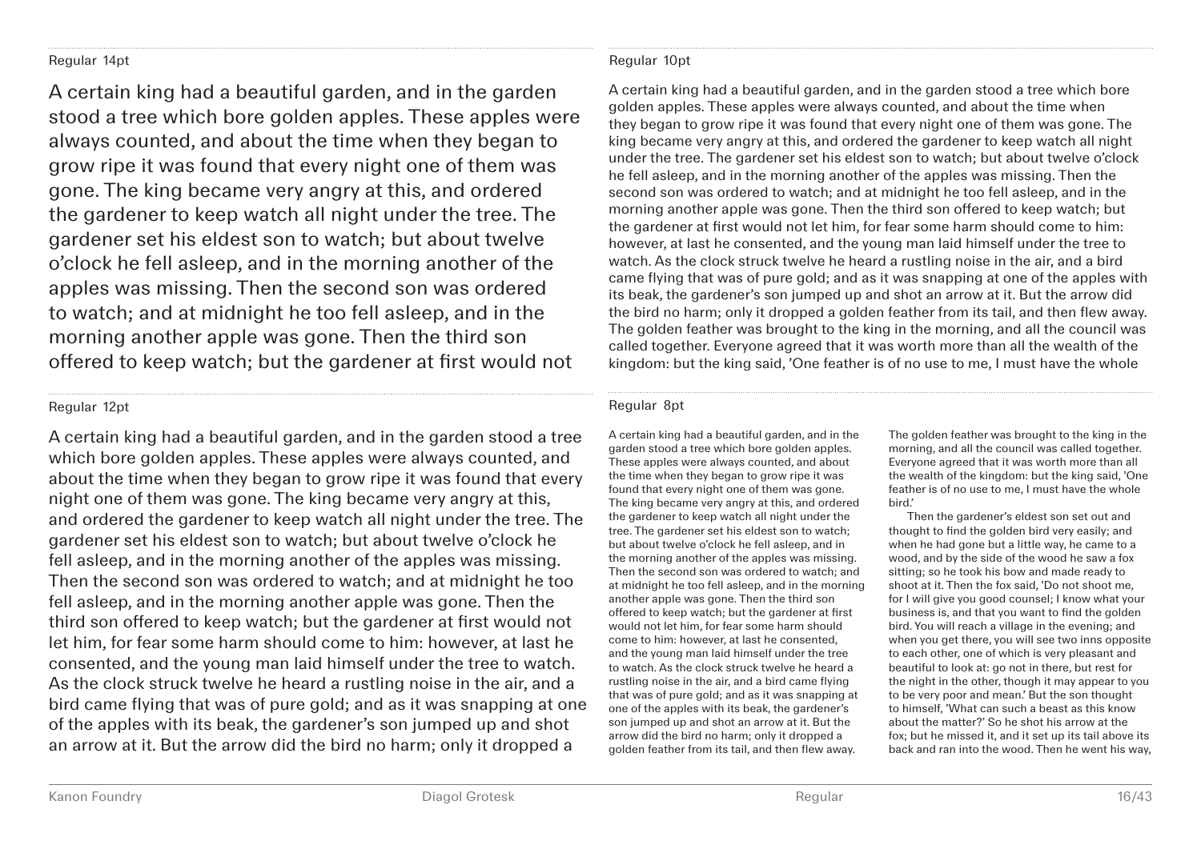Regular 14pt

A certain king had a beautiful garden, and in the garden stood a tree which bore golden apples. These apples were always counted, and about the time when they began to grow ripe it was found that every night one of them was gone. The king became very angry at this, and ordered the gardener to keep watch all night under the tree. The gardener set his eldest son to watch; but about twelve o'clock he fell asleep, and in the morning another of the apples was missing. Then the second son was ordered to watch; and at midnight he too fell asleep, and in the morning another apple was gone. Then the third son offered to keep watch; but the gardener at first would not

Regular 12pt

A certain king had a beautiful garden, and in the garden stood a tree which bore golden apples. These apples were always counted, and about the time when they began to grow ripe it was found that every night one of them was gone. The king became very angry at this, and ordered the gardener to keep watch all night under the tree. The gardener set his eldest son to watch; but about twelve o'clock he fell asleep, and in the morning another of the apples was missing. Then the second son was ordered to watch; and at midnight he too fell asleep, and in the morning another apple was gone. Then the third son offered to keep watch; but the gardener at first would not let him, for fear some harm should come to him: however, at last he consented, and the young man laid himself under the tree to watch. As the clock struck twelve he heard a rustling noise in the air, and a bird came flying that was of pure gold; and as it was snapping at one of the apples with its beak, the gardener's son jumped up and shot an arrow at it. But the arrow did the bird no harm; only it dropped a

Regular 10pt

A certain king had a beautiful garden, and in the garden stood a tree which bore golden apples. These apples were always counted, and about the time when they began to grow ripe it was found that every night one of them was gone. The king became very angry at this, and ordered the gardener to keep watch all night under the tree. The gardener set his eldest son to watch; but about twelve o'clock he fell asleep, and in the morning another of the apples was missing. Then the second son was ordered to watch; and at midnight he too fell asleep, and in the morning another apple was gone. Then the third son offered to keep watch; but the gardener at first would not let him, for fear some harm should come to him: however, at last he consented, and the young man laid himself under the tree to watch. As the clock struck twelve he heard a rustling noise in the air, and a bird came flying that was of pure gold; and as it was snapping at one of the apples with its beak, the gardener's son jumped up and shot an arrow at it. But the arrow did the bird no harm; only it dropped a golden feather from its tail, and then flew away. The golden feather was brought to the king in the morning, and all the council was called together. Everyone agreed that it was worth more than all the wealth of the kingdom: but the king said, 'One feather is of no use to me, I must have the whole

Regular 8pt

A certain king had a beautiful garden, and in the garden stood a tree which bore golden apples. These apples were always counted, and about the time when they began to grow ripe it was found that every night one of them was gone. The king became very angry at this, and ordered the gardener to keep watch all night under the tree. The gardener set his eldest son to watch; but about twelve o'clock he fell asleep, and in the morning another of the apples was missing. Then the second son was ordered to watch; and at midnight he too fell asleep, and in the morning another apple was gone. Then the third son offered to keep watch; but the gardener at first would not let him, for fear some harm should come to him: however, at last he consented, and the young man laid himself under the tree to watch. As the clock struck twelve he heard a rustling noise in the air, and a bird came flying that was of pure gold; and as it was snapping at one of the apples with its beak, the gardener's son jumped up and shot an arrow at it. But the arrow did the bird no harm; only it dropped a golden feather from its tail, and then flew away. The golden feather was brought to the king in the morning, and all the council was called together. Everyone agreed that it was worth more than all the wealth of the kingdom: but the king said, 'One feather is of no use to me, I must have the whole bird.'

Then the gardener's eldest son set out and thought to find the golden bird very easily; and when he had gone but a little way, he came to a wood, and by the side of the wood he saw a fox sitting; so he took his bow and made ready to shoot at it. Then the fox said, 'Do not shoot me, for I will give you good counsel; I know what your business is, and that you want to find the golden bird. You will reach a village in the evening; and when you get there, you will see two inns opposite to each other, one of which is very pleasant and beautiful to look at: go not in there, but rest for the night in the other, though it may appear to you to be very poor and mean.' But the son thought to himself, 'What can such a beast as this know about the matter?' So he shot his arrow at the fox; but he missed it, and it set up its tail above its back and ran into the wood. Then he went his way,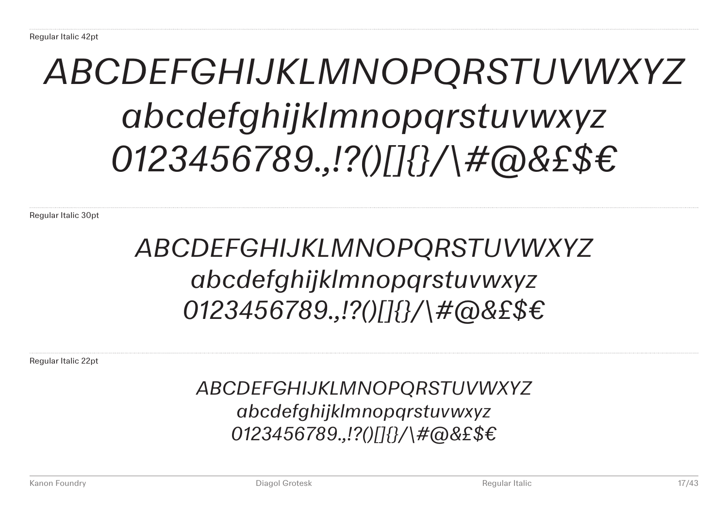Regular Italic 42pt

*ABCDEFGHIJKLMNOPQRSTUVWXYZ*
*abcdefghijklmnopqrstuvwxyz*
*0123456789.,!?()[]{}/\#@&£$€*

Regular Italic 30pt

*ABCDEFGHIJKLMNOPQRSTUVWXYZ*
*abcdefghijklmnopqrstuvwxyz*
*0123456789.,!?()[]{}/\#@&£$€*

Regular Italic 22pt

*ABCDEFGHIJKLMNOPQRSTUVWXYZ*
*abcdefghijklmnopqrstuvwxyz*
*0123456789.,!?()[]{}/\#@&£$€*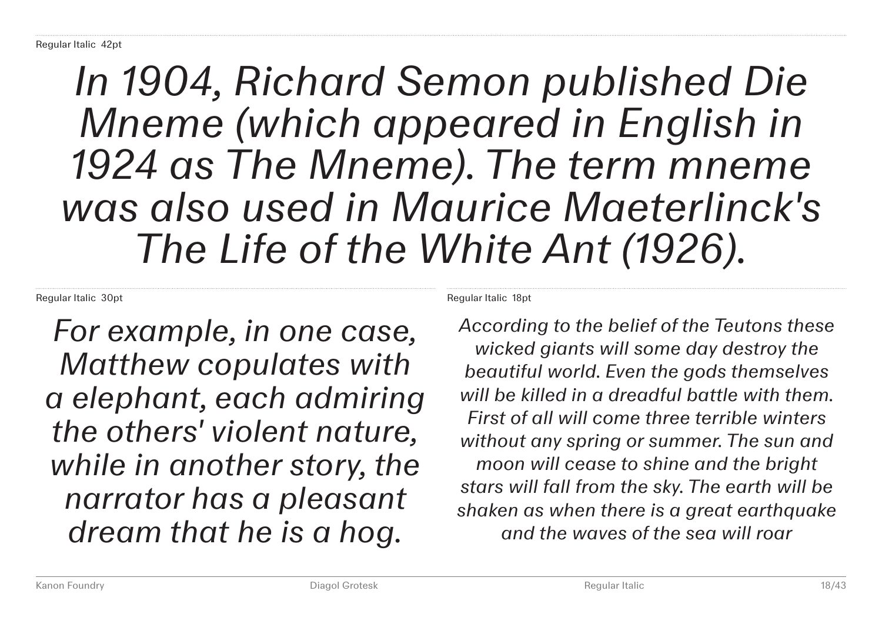Regular Italic 42pt

*In 1904, Richard Semon published Die Mneme (which appeared in English in 1924 as The Mneme). The term mneme was also used in Maurice Maeterlinck's The Life of the White Ant (1926).*

Regular Italic 30pt

*For example, in one case, Matthew copulates with a elephant, each admiring the others' violent nature, while in another story, the narrator has a pleasant dream that he is a hog.*

Regular Italic 18pt

*According to the belief of the Teutons these wicked giants will some day destroy the beautiful world. Even the gods themselves will be killed in a dreadful battle with them. First of all will come three terrible winters without any spring or summer. The sun and moon will cease to shine and the bright stars will fall from the sky. The earth will be shaken as when there is a great earthquake and the waves of the sea will roar*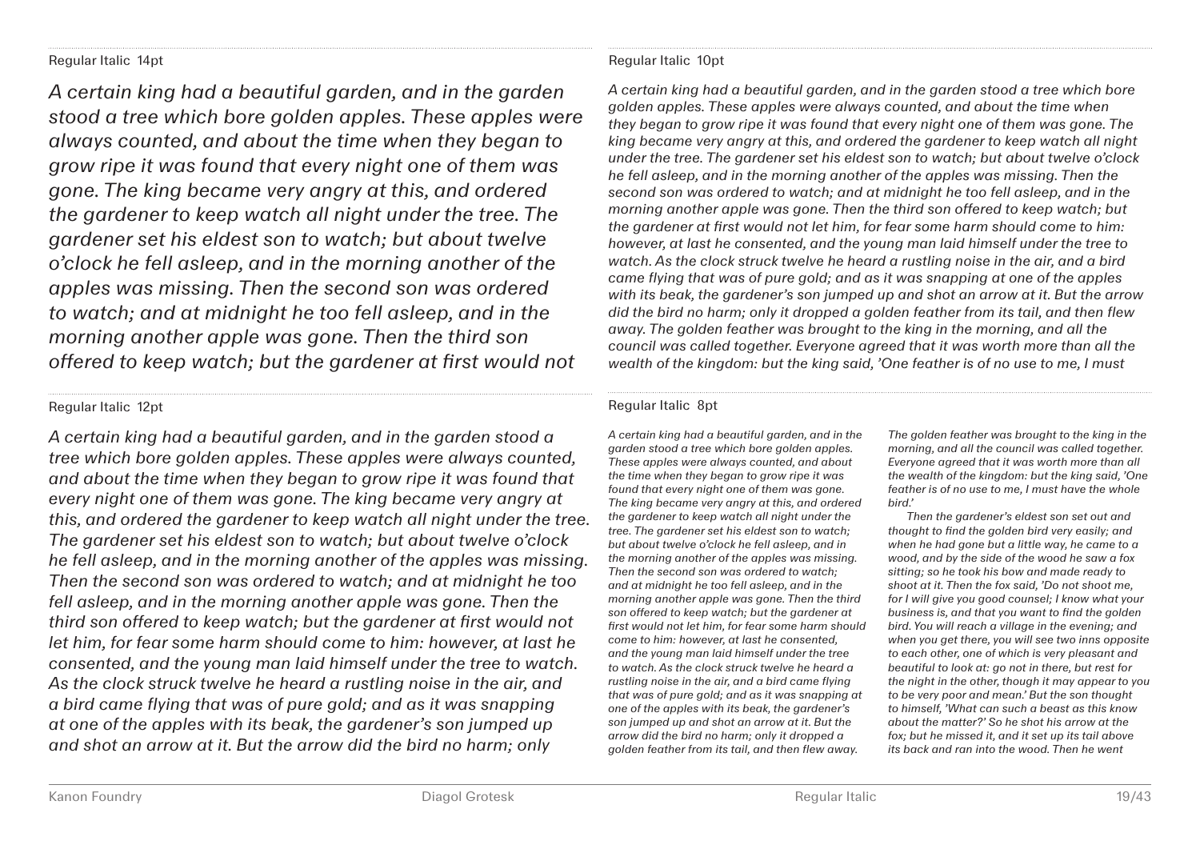Regular Italic 14pt

*A certain king had a beautiful garden, and in the garden stood a tree which bore golden apples. These apples were always counted, and about the time when they began to grow ripe it was found that every night one of them was gone. The king became very angry at this, and ordered the gardener to keep watch all night under the tree. The gardener set his eldest son to watch; but about twelve o'clock he fell asleep, and in the morning another of the apples was missing. Then the second son was ordered to watch; and at midnight he too fell asleep, and in the morning another apple was gone. Then the third son offered to keep watch; but the gardener at first would not*

Regular Italic 12pt

*A certain king had a beautiful garden, and in the garden stood a tree which bore golden apples. These apples were always counted, and about the time when they began to grow ripe it was found that every night one of them was gone. The king became very angry at this, and ordered the gardener to keep watch all night under the tree. The gardener set his eldest son to watch; but about twelve o'clock he fell asleep, and in the morning another of the apples was missing. Then the second son was ordered to watch; and at midnight he too fell asleep, and in the morning another apple was gone. Then the third son offered to keep watch; but the gardener at first would not let him, for fear some harm should come to him: however, at last he consented, and the young man laid himself under the tree to watch. As the clock struck twelve he heard a rustling noise in the air, and a bird came flying that was of pure gold; and as it was snapping at one of the apples with its beak, the gardener's son jumped up and shot an arrow at it. But the arrow did the bird no harm; only*

Regular Italic 10pt

*A certain king had a beautiful garden, and in the garden stood a tree which bore golden apples. These apples were always counted, and about the time when they began to grow ripe it was found that every night one of them was gone. The king became very angry at this, and ordered the gardener to keep watch all night under the tree. The gardener set his eldest son to watch; but about twelve o'clock he fell asleep, and in the morning another of the apples was missing. Then the second son was ordered to watch; and at midnight he too fell asleep, and in the morning another apple was gone. Then the third son offered to keep watch; but the gardener at first would not let him, for fear some harm should come to him: however, at last he consented, and the young man laid himself under the tree to watch. As the clock struck twelve he heard a rustling noise in the air, and a bird came flying that was of pure gold; and as it was snapping at one of the apples with its beak, the gardener's son jumped up and shot an arrow at it. But the arrow did the bird no harm; only it dropped a golden feather from its tail, and then flew away. The golden feather was brought to the king in the morning, and all the council was called together. Everyone agreed that it was worth more than all the wealth of the kingdom: but the king said, 'One feather is of no use to me, I must*

Regular Italic 8pt

*A certain king had a beautiful garden, and in the garden stood a tree which bore golden apples. These apples were always counted, and about the time when they began to grow ripe it was found that every night one of them was gone. The king became very angry at this, and ordered the gardener to keep watch all night under the tree. The gardener set his eldest son to watch; but about twelve o'clock he fell asleep, and in the morning another of the apples was missing. Then the second son was ordered to watch; and at midnight he too fell asleep, and in the morning another apple was gone. Then the third son offered to keep watch; but the gardener at first would not let him, for fear some harm should come to him: however, at last he consented, and the young man laid himself under the tree to watch. As the clock struck twelve he heard a rustling noise in the air, and a bird came flying that was of pure gold; and as it was snapping at one of the apples with its beak, the gardener's son jumped up and shot an arrow at it. But the arrow did the bird no harm; only it dropped a golden feather from its tail, and then flew away. The golden feather was brought to the king in the morning, and all the council was called together. Everyone agreed that it was worth more than all the wealth of the kingdom: but the king said, 'One feather is of no use to me, I must have the whole bird.'*

*Then the gardener's eldest son set out and thought to find the golden bird very easily; and when he had gone but a little way, he came to a wood, and by the side of the wood he saw a fox sitting; so he took his bow and made ready to shoot at it. Then the fox said, 'Do not shoot me, for I will give you good counsel; I know what your business is, and that you want to find the golden bird. You will reach a village in the evening; and when you get there, you will see two inns opposite to each other, one of which is very pleasant and beautiful to look at: go not in there, but rest for the night in the other, though it may appear to you to be very poor and mean.' But the son thought to himself, 'What can such a beast as this know about the matter?' So he shot his arrow at the fox; but he missed it, and it set up its tail above its back and ran into the wood. Then he went*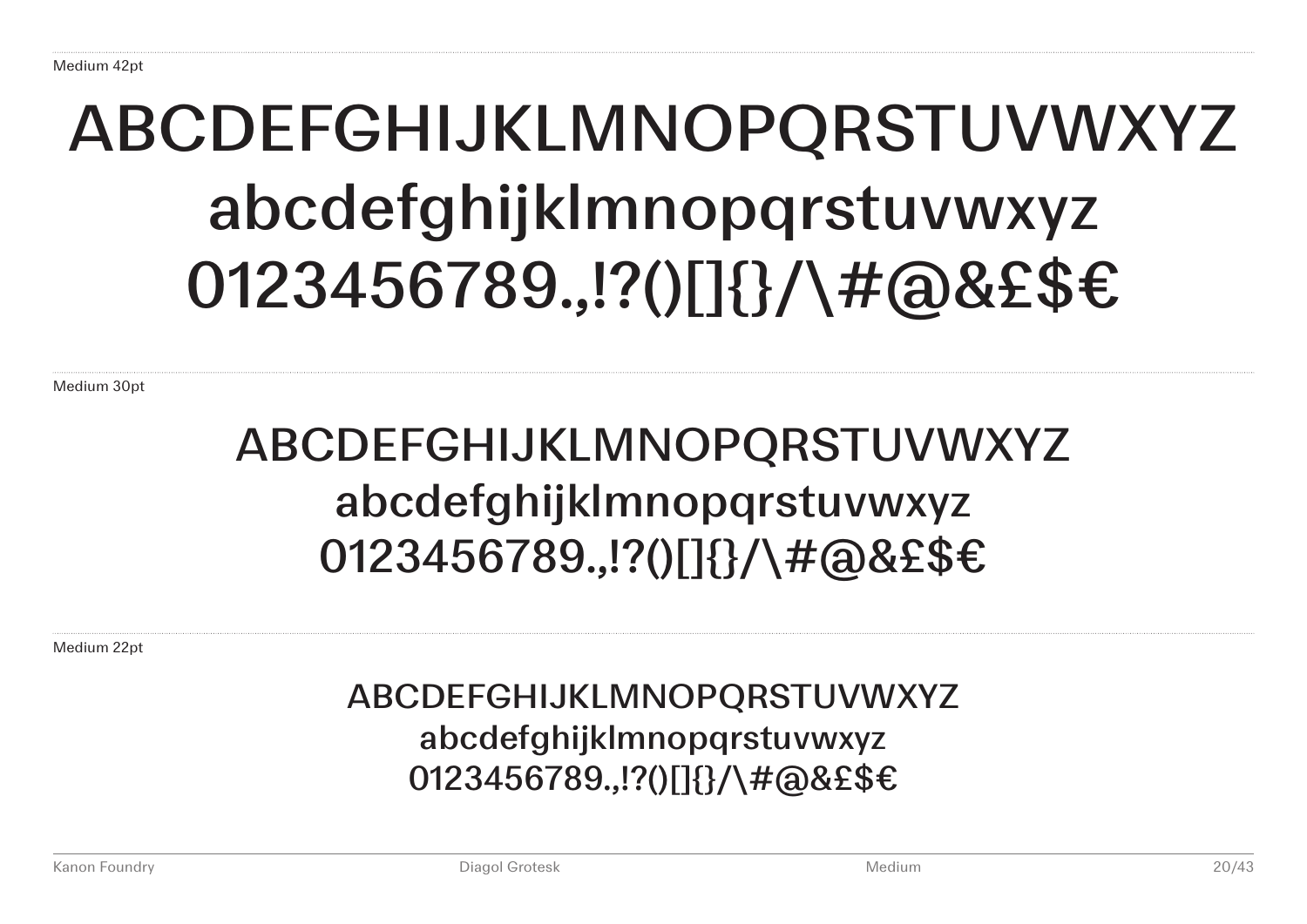Medium 42pt

ABCDEFGHIJKLMNOPQRSTUVWXYZ
abcdefghijklmnopqrstuvwxyz
0123456789.,!?()[]{}/\#@&£$€

Medium 30pt

ABCDEFGHIJKLMNOPQRSTUVWXYZ
abcdefghijklmnopqrstuvwxyz
0123456789.,!?()[]{}/\#@&£$€

Medium 22pt

ABCDEFGHIJKLMNOPQRSTUVWXYZ
abcdefghijklmnopqrstuvwxyz
0123456789.,!?()[]{}/\#@&£$€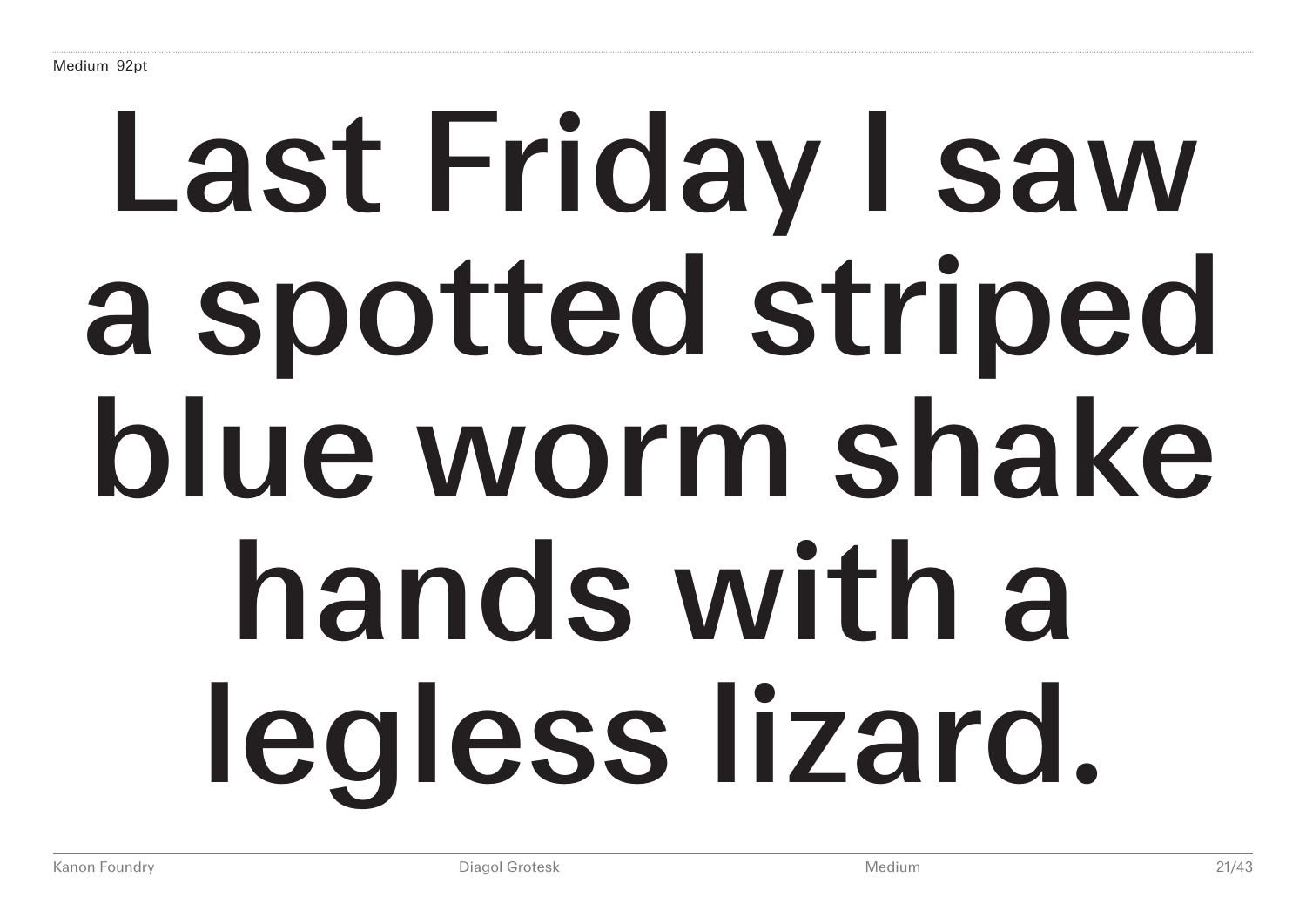Medium 92pt

# Last Friday I saw a spotted striped blue worm shake hands with a legless lizard.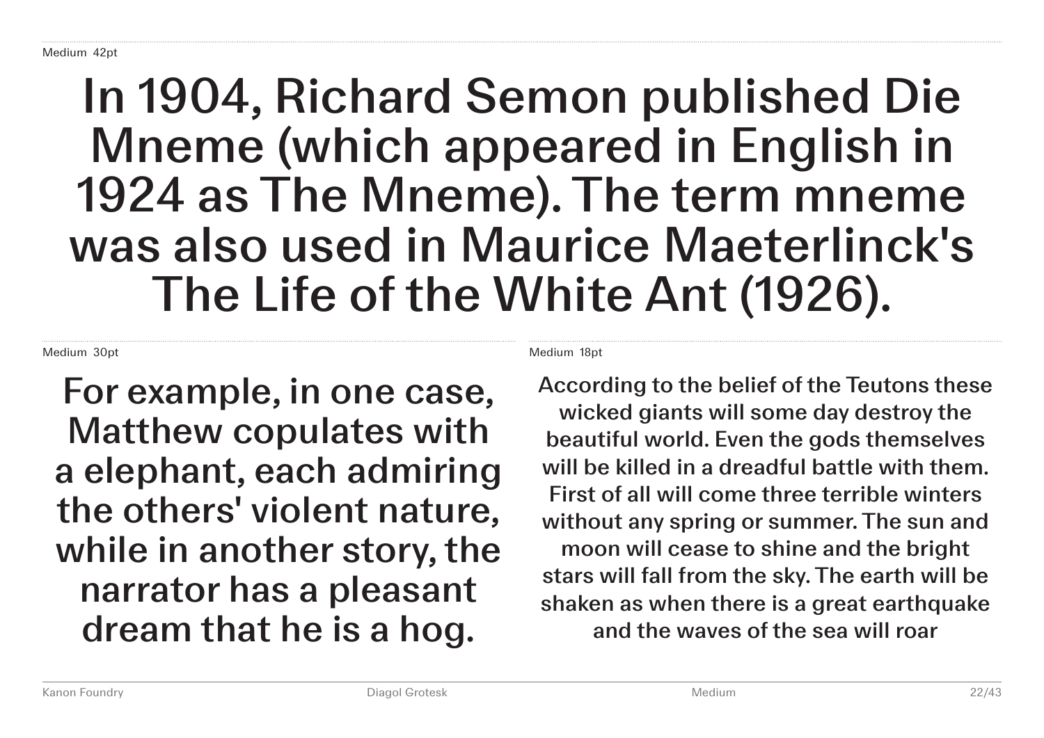Medium 42pt

In 1904, Richard Semon published Die Mneme (which appeared in English in 1924 as The Mneme). The term mneme was also used in Maurice Maeterlinck's The Life of the White Ant (1926).

Medium 30pt

For example, in one case, Matthew copulates with a elephant, each admiring the others' violent nature, while in another story, the narrator has a pleasant dream that he is a hog.

Medium 18pt

According to the belief of the Teutons these wicked giants will some day destroy the beautiful world. Even the gods themselves will be killed in a dreadful battle with them. First of all will come three terrible winters without any spring or summer. The sun and moon will cease to shine and the bright stars will fall from the sky. The earth will be shaken as when there is a great earthquake and the waves of the sea will roar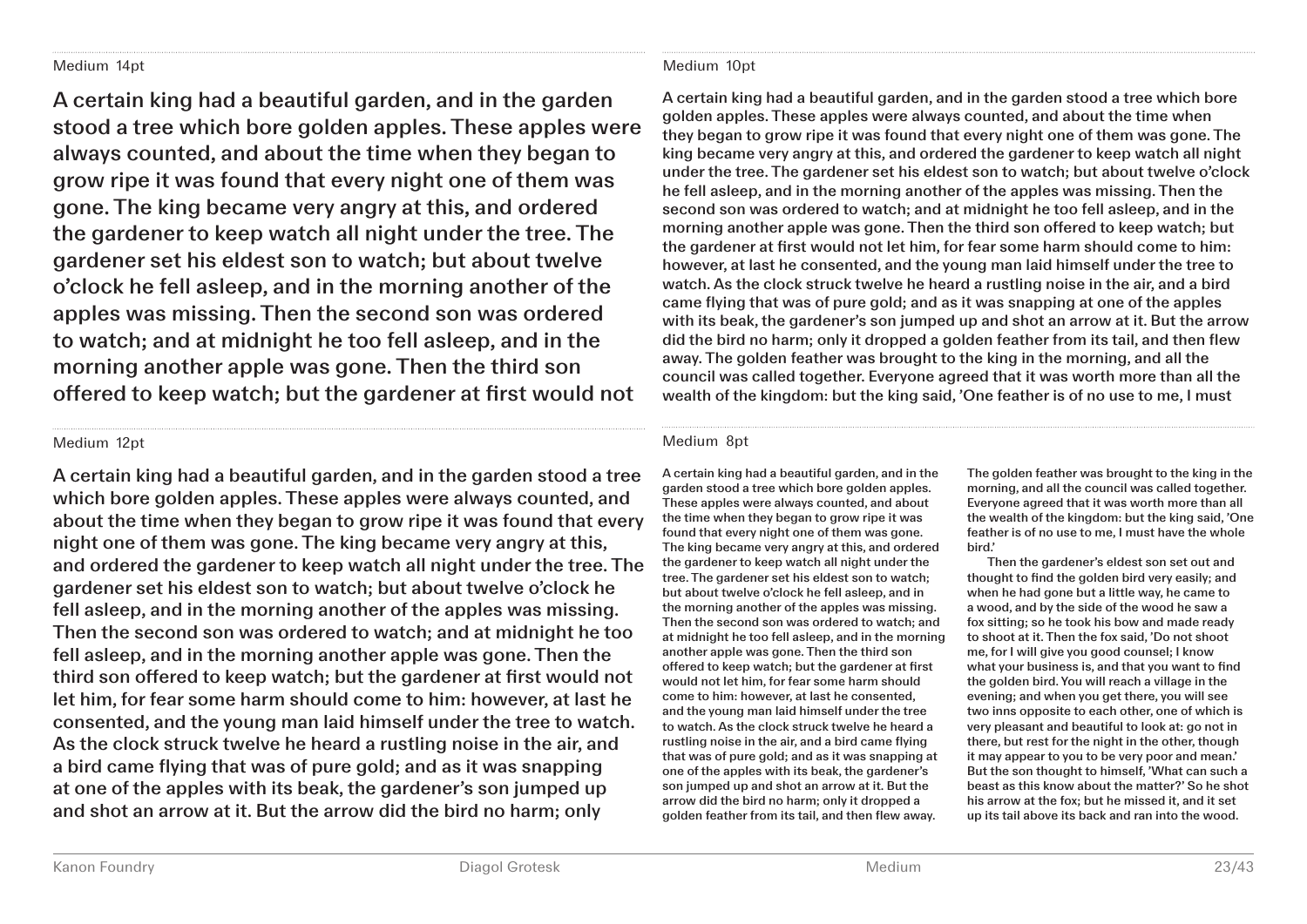Medium 14pt

A certain king had a beautiful garden, and in the garden stood a tree which bore golden apples. These apples were always counted, and about the time when they began to grow ripe it was found that every night one of them was gone. The king became very angry at this, and ordered the gardener to keep watch all night under the tree. The gardener set his eldest son to watch; but about twelve o'clock he fell asleep, and in the morning another of the apples was missing. Then the second son was ordered to watch; and at midnight he too fell asleep, and in the morning another apple was gone. Then the third son offered to keep watch; but the gardener at first would not

Medium 12pt

A certain king had a beautiful garden, and in the garden stood a tree which bore golden apples. These apples were always counted, and about the time when they began to grow ripe it was found that every night one of them was gone. The king became very angry at this, and ordered the gardener to keep watch all night under the tree. The gardener set his eldest son to watch; but about twelve o'clock he fell asleep, and in the morning another of the apples was missing. Then the second son was ordered to watch; and at midnight he too fell asleep, and in the morning another apple was gone. Then the third son offered to keep watch; but the gardener at first would not let him, for fear some harm should come to him: however, at last he consented, and the young man laid himself under the tree to watch. As the clock struck twelve he heard a rustling noise in the air, and a bird came flying that was of pure gold; and as it was snapping at one of the apples with its beak, the gardener's son jumped up and shot an arrow at it. But the arrow did the bird no harm; only

Medium 10pt

A certain king had a beautiful garden, and in the garden stood a tree which bore golden apples. These apples were always counted, and about the time when they began to grow ripe it was found that every night one of them was gone. The king became very angry at this, and ordered the gardener to keep watch all night under the tree. The gardener set his eldest son to watch; but about twelve o'clock he fell asleep, and in the morning another of the apples was missing. Then the second son was ordered to watch; and at midnight he too fell asleep, and in the morning another apple was gone. Then the third son offered to keep watch; but the gardener at first would not let him, for fear some harm should come to him: however, at last he consented, and the young man laid himself under the tree to watch. As the clock struck twelve he heard a rustling noise in the air, and a bird came flying that was of pure gold; and as it was snapping at one of the apples with its beak, the gardener's son jumped up and shot an arrow at it. But the arrow did the bird no harm; only it dropped a golden feather from its tail, and then flew away. The golden feather was brought to the king in the morning, and all the council was called together. Everyone agreed that it was worth more than all the wealth of the kingdom: but the king said, 'One feather is of no use to me, I must

Medium 8pt

A certain king had a beautiful garden, and in the garden stood a tree which bore golden apples. These apples were always counted, and about the time when they began to grow ripe it was found that every night one of them was gone. The king became very angry at this, and ordered the gardener to keep watch all night under the tree. The gardener set his eldest son to watch; but about twelve o'clock he fell asleep, and in the morning another of the apples was missing. Then the second son was ordered to watch; and at midnight he too fell asleep, and in the morning another apple was gone. Then the third son offered to keep watch; but the gardener at first would not let him, for fear some harm should come to him: however, at last he consented, and the young man laid himself under the tree to watch. As the clock struck twelve he heard a rustling noise in the air, and a bird came flying that was of pure gold; and as it was snapping at one of the apples with its beak, the gardener's son jumped up and shot an arrow at it. But the arrow did the bird no harm; only it dropped a golden feather from its tail, and then flew away. The golden feather was brought to the king in the morning, and all the council was called together. Everyone agreed that it was worth more than all the wealth of the kingdom: but the king said, 'One feather is of no use to me, I must have the whole bird.'

Then the gardener's eldest son set out and thought to find the golden bird very easily; and when he had gone but a little way, he came to a wood, and by the side of the wood he saw a fox sitting; so he took his bow and made ready to shoot at it. Then the fox said, 'Do not shoot me, for I will give you good counsel; I know what your business is, and that you want to find the golden bird. You will reach a village in the evening; and when you get there, you will see two inns opposite to each other, one of which is very pleasant and beautiful to look at: go not in there, but rest for the night in the other, though it may appear to you to be very poor and mean.' But the son thought to himself, 'What can such a beast as this know about the matter?' So he shot his arrow at the fox; but he missed it, and it set up its tail above its back and ran into the wood.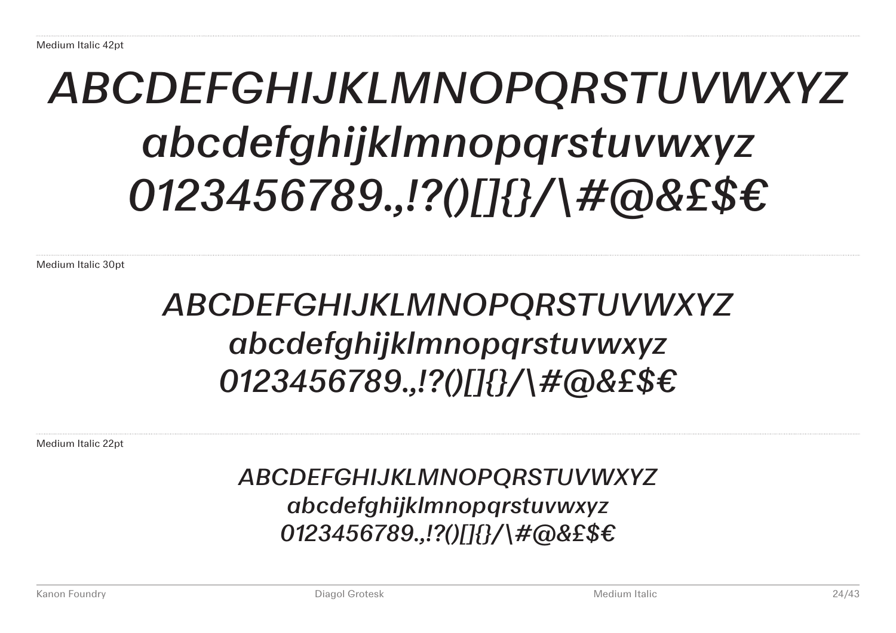Medium Italic 42pt

*ABCDEFGHIJKLMNOPQRSTUVWXYZ*
*abcdefghijklmnopqrstuvwxyz*
*0123456789.,!?()[]{}/\#@&£$€*

Medium Italic 30pt

*ABCDEFGHIJKLMNOPQRSTUVWXYZ*
*abcdefghijklmnopqrstuvwxyz*
*0123456789.,!?()[]{}/\#@&£$€*

Medium Italic 22pt

*ABCDEFGHIJKLMNOPQRSTUVWXYZ*
*abcdefghijklmnopqrstuvwxyz*
*0123456789.,!?()[]{}/\#@&£$€*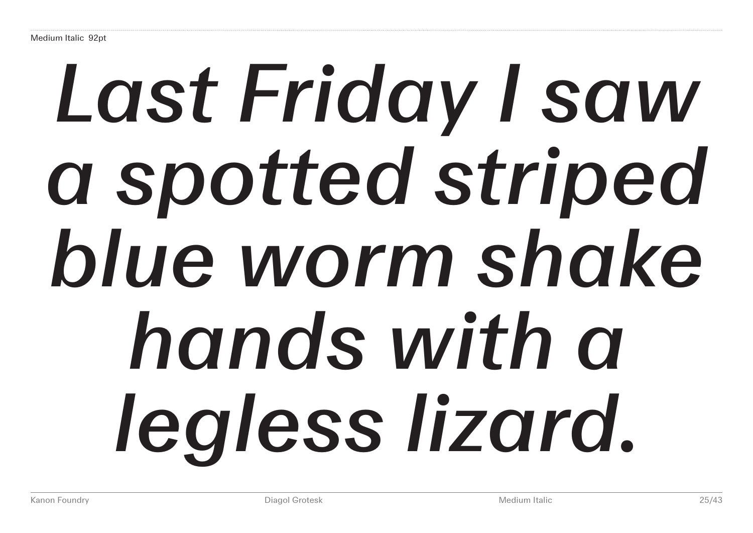Medium Italic 92pt

*Last Friday I saw a spotted striped blue worm shake hands with a legless lizard.*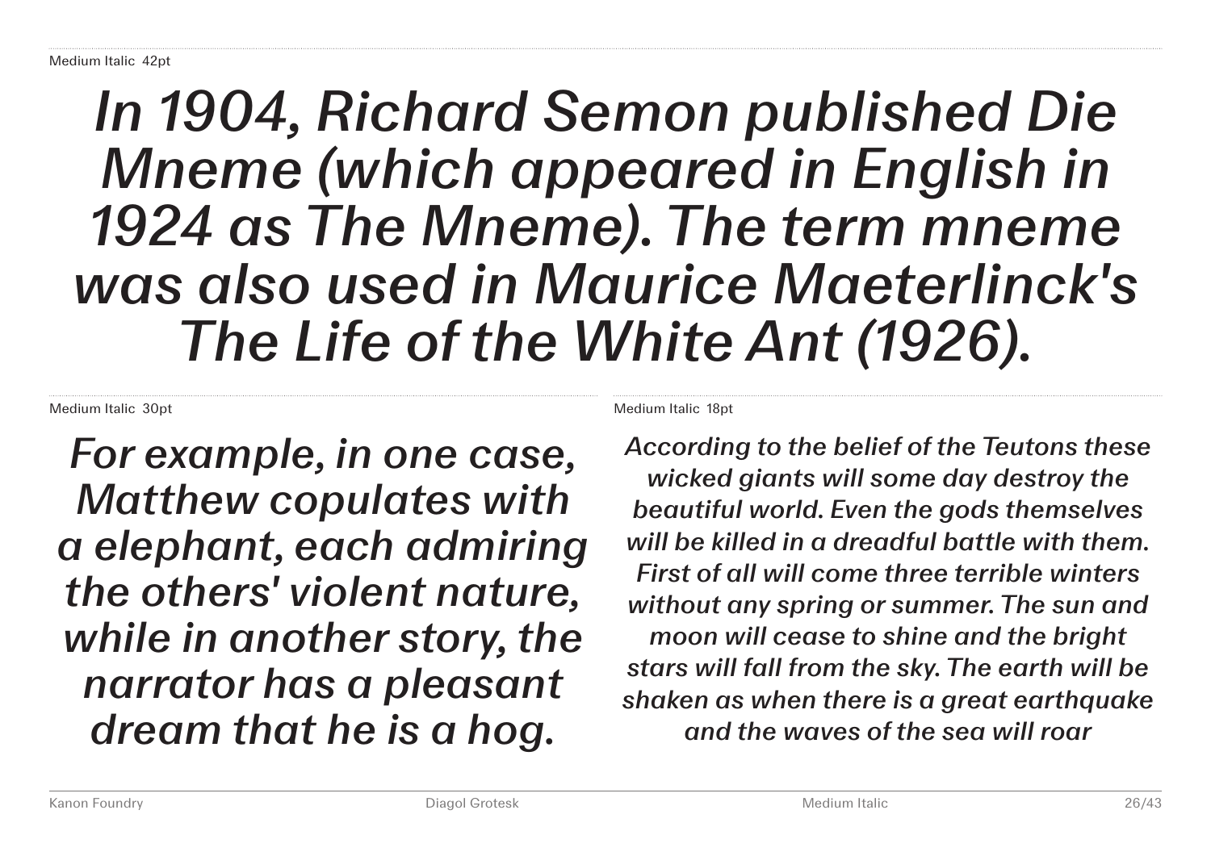Medium Italic 42pt

*In 1904, Richard Semon published Die Mneme (which appeared in English in 1924 as The Mneme). The term mneme was also used in Maurice Maeterlinck's The Life of the White Ant (1926).*

Medium Italic 30pt

*For example, in one case, Matthew copulates with a elephant, each admiring the others' violent nature, while in another story, the narrator has a pleasant dream that he is a hog.*

Medium Italic 18pt

*According to the belief of the Teutons these wicked giants will some day destroy the beautiful world. Even the gods themselves will be killed in a dreadful battle with them. First of all will come three terrible winters without any spring or summer. The sun and moon will cease to shine and the bright stars will fall from the sky. The earth will be shaken as when there is a great earthquake and the waves of the sea will roar*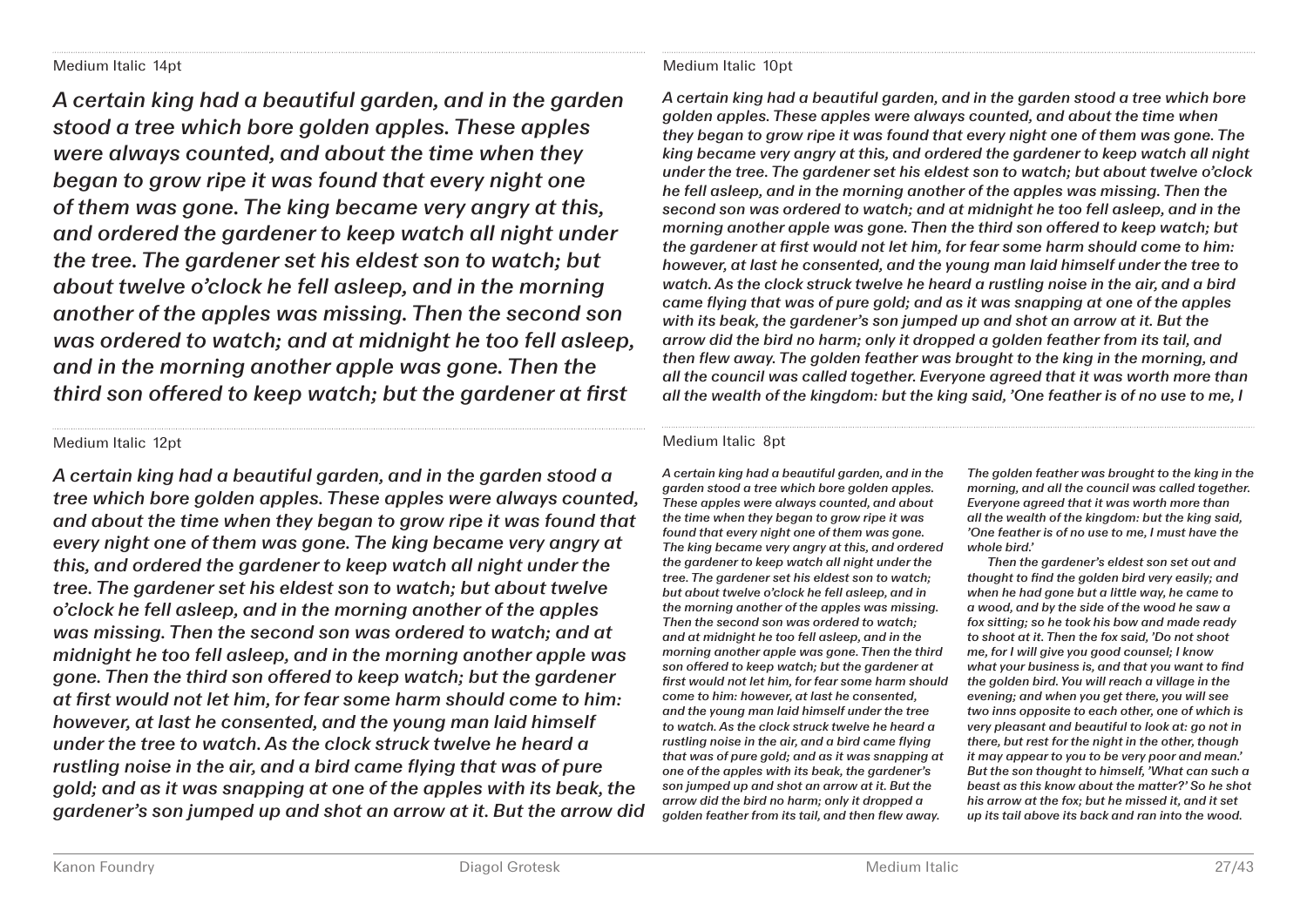Medium Italic 14pt

*A certain king had a beautiful garden, and in the garden stood a tree which bore golden apples. These apples were always counted, and about the time when they began to grow ripe it was found that every night one of them was gone. The king became very angry at this, and ordered the gardener to keep watch all night under the tree. The gardener set his eldest son to watch; but about twelve o'clock he fell asleep, and in the morning another of the apples was missing. Then the second son was ordered to watch; and at midnight he too fell asleep, and in the morning another apple was gone. Then the third son offered to keep watch; but the gardener at first*

Medium Italic 12pt

*A certain king had a beautiful garden, and in the garden stood a tree which bore golden apples. These apples were always counted, and about the time when they began to grow ripe it was found that every night one of them was gone. The king became very angry at this, and ordered the gardener to keep watch all night under the tree. The gardener set his eldest son to watch; but about twelve o'clock he fell asleep, and in the morning another of the apples was missing. Then the second son was ordered to watch; and at midnight he too fell asleep, and in the morning another apple was gone. Then the third son offered to keep watch; but the gardener at first would not let him, for fear some harm should come to him: however, at last he consented, and the young man laid himself under the tree to watch. As the clock struck twelve he heard a rustling noise in the air, and a bird came flying that was of pure gold; and as it was snapping at one of the apples with its beak, the gardener's son jumped up and shot an arrow at it. But the arrow did*

Medium Italic 10pt

*A certain king had a beautiful garden, and in the garden stood a tree which bore golden apples. These apples were always counted, and about the time when they began to grow ripe it was found that every night one of them was gone. The king became very angry at this, and ordered the gardener to keep watch all night under the tree. The gardener set his eldest son to watch; but about twelve o'clock he fell asleep, and in the morning another of the apples was missing. Then the second son was ordered to watch; and at midnight he too fell asleep, and in the morning another apple was gone. Then the third son offered to keep watch; but the gardener at first would not let him, for fear some harm should come to him: however, at last he consented, and the young man laid himself under the tree to watch. As the clock struck twelve he heard a rustling noise in the air, and a bird came flying that was of pure gold; and as it was snapping at one of the apples with its beak, the gardener's son jumped up and shot an arrow at it. But the arrow did the bird no harm; only it dropped a golden feather from its tail, and then flew away. The golden feather was brought to the king in the morning, and all the council was called together. Everyone agreed that it was worth more than all the wealth of the kingdom: but the king said, 'One feather is of no use to me, I*

Medium Italic 8pt

*A certain king had a beautiful garden, and in the garden stood a tree which bore golden apples. These apples were always counted, and about the time when they began to grow ripe it was found that every night one of them was gone. The king became very angry at this, and ordered the gardener to keep watch all night under the tree. The gardener set his eldest son to watch; but about twelve o'clock he fell asleep, and in the morning another of the apples was missing. Then the second son was ordered to watch; and at midnight he too fell asleep, and in the morning another apple was gone. Then the third son offered to keep watch; but the gardener at first would not let him, for fear some harm should come to him: however, at last he consented, and the young man laid himself under the tree to watch. As the clock struck twelve he heard a rustling noise in the air, and a bird came flying that was of pure gold; and as it was snapping at one of the apples with its beak, the gardener's son jumped up and shot an arrow at it. But the arrow did the bird no harm; only it dropped a golden feather from its tail, and then flew away. The golden feather was brought to the king in the morning, and all the council was called together. Everyone agreed that it was worth more than all the wealth of the kingdom: but the king said, 'One feather is of no use to me, I must have the whole bird.'*

*Then the gardener's eldest son set out and thought to find the golden bird very easily; and when he had gone but a little way, he came to a wood, and by the side of the wood he saw a fox sitting; so he took his bow and made ready to shoot at it. Then the fox said, 'Do not shoot me, for I will give you good counsel; I know what your business is, and that you want to find the golden bird. You will reach a village in the evening; and when you get there, you will see two inns opposite to each other, one of which is very pleasant and beautiful to look at: go not in there, but rest for the night in the other, though it may appear to you to be very poor and mean.' But the son thought to himself, 'What can such a beast as this know about the matter?' So he shot his arrow at the fox; but he missed it, and it set up its tail above its back and ran into the wood.*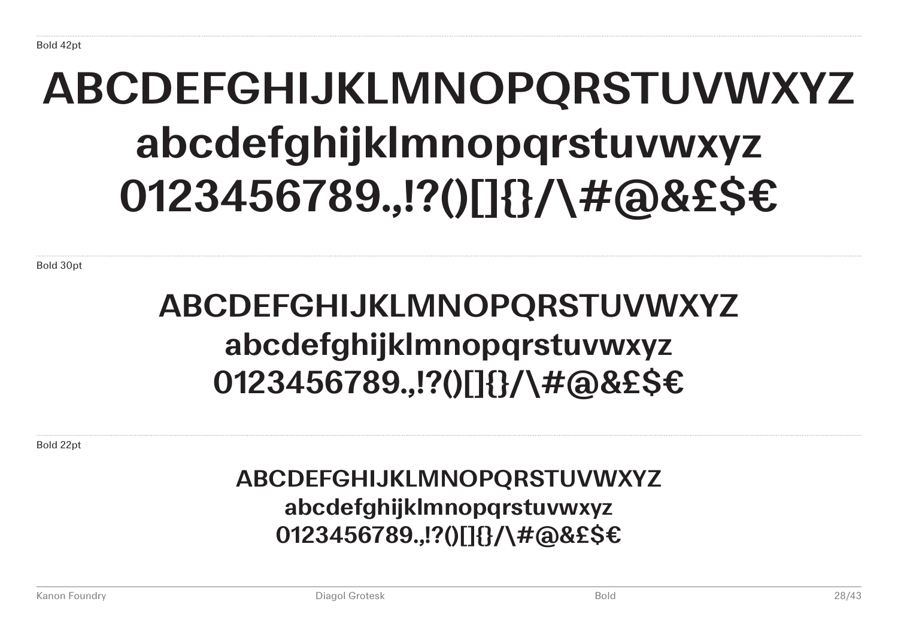Bold 42pt

ABCDEFGHIJKLMNOPQRSTUVWXYZ
abcdefghijklmnopqrstuvwxyz
0123456789.,!?()[]{}/\#@&£$€

Bold 30pt

ABCDEFGHIJKLMNOPQRSTUVWXYZ
abcdefghijklmnopqrstuvwxyz
0123456789.,!?()[]{}/\#@&£$€

Bold 22pt

ABCDEFGHIJKLMNOPQRSTUVWXYZ
abcdefghijklmnopqrstuvwxyz
0123456789.,!?()[]{}/\#@&£$€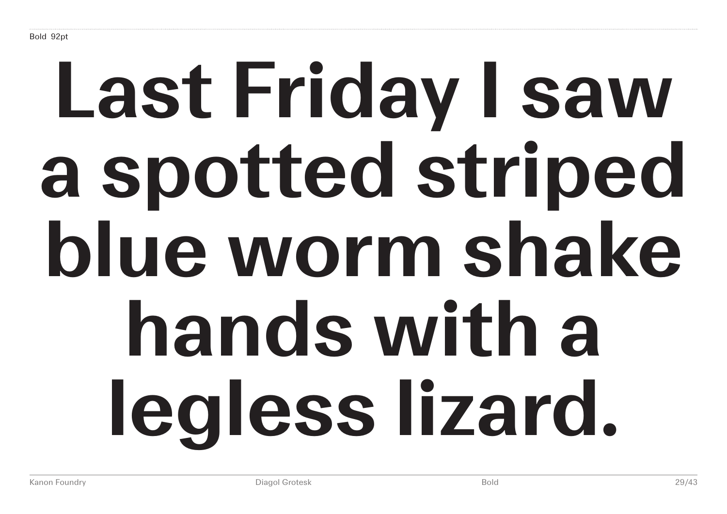Bold 92pt

# Last Friday I saw a spotted striped blue worm shake hands with a legless lizard.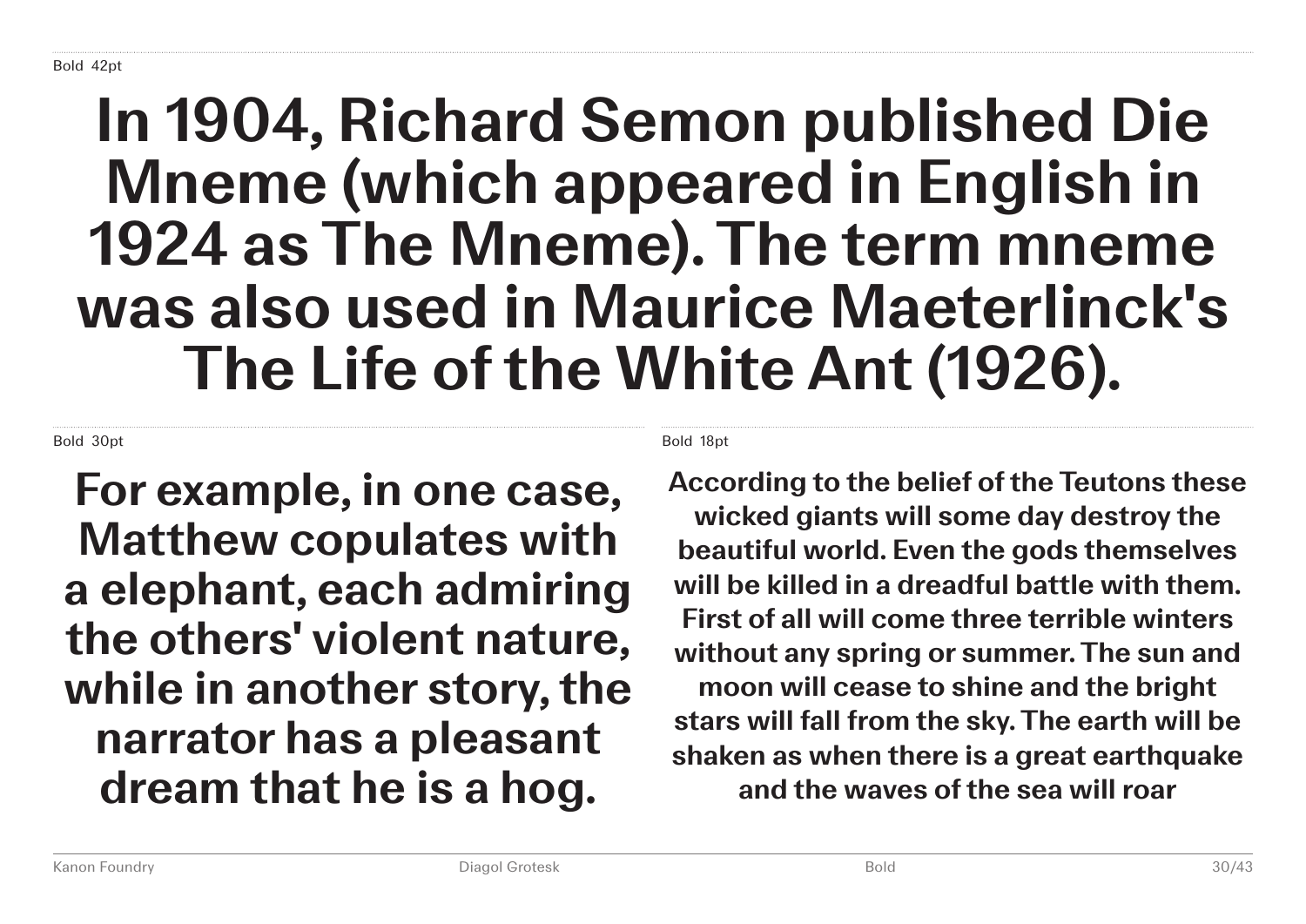Bold 42pt

**In 1904, Richard Semon published Die Mneme (which appeared in English in 1924 as The Mneme). The term mneme was also used in Maurice Maeterlinck's The Life of the White Ant (1926).**

Bold 30pt

**For example, in one case, Matthew copulates with a elephant, each admiring the others' violent nature, while in another story, the narrator has a pleasant dream that he is a hog.**

Bold 18pt

**According to the belief of the Teutons these wicked giants will some day destroy the beautiful world. Even the gods themselves will be killed in a dreadful battle with them. First of all will come three terrible winters without any spring or summer. The sun and moon will cease to shine and the bright stars will fall from the sky. The earth will be shaken as when there is a great earthquake and the waves of the sea will roar**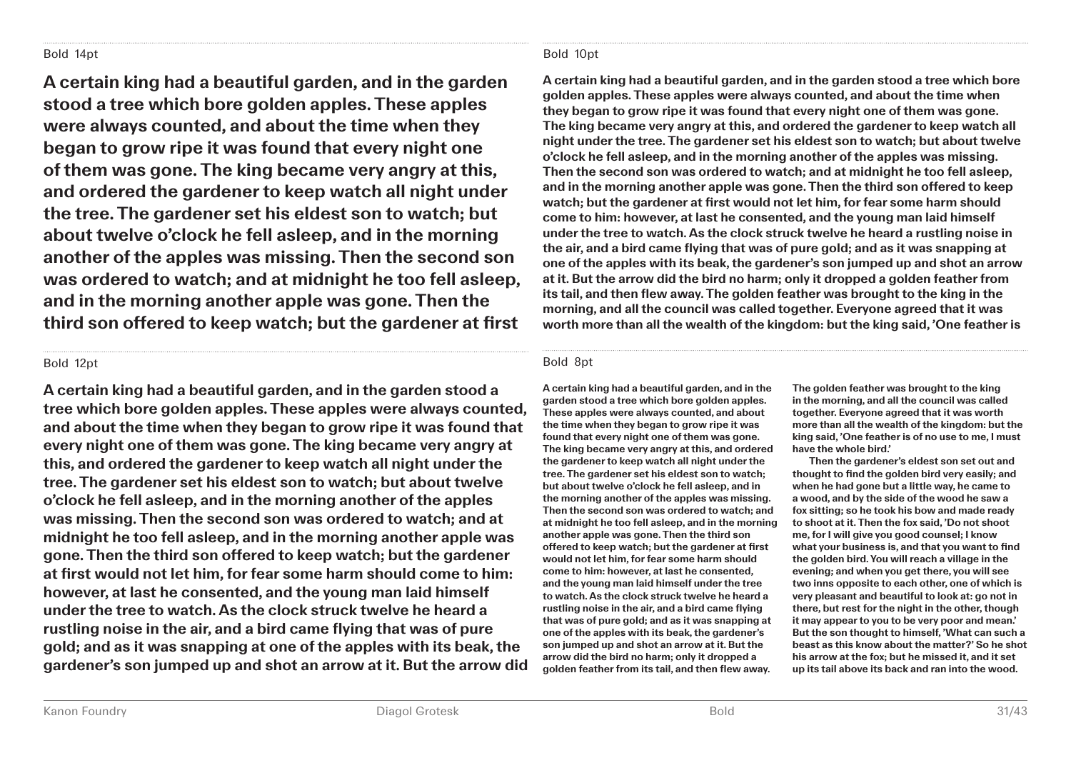Bold 14pt

**A certain king had a beautiful garden, and in the garden stood a tree which bore golden apples. These apples were always counted, and about the time when they began to grow ripe it was found that every night one of them was gone. The king became very angry at this, and ordered the gardener to keep watch all night under the tree. The gardener set his eldest son to watch; but about twelve o’clock he fell asleep, and in the morning another of the apples was missing. Then the second son was ordered to watch; and at midnight he too fell asleep, and in the morning another apple was gone. Then the third son offered to keep watch; but the gardener at first**

Bold 12pt

**A certain king had a beautiful garden, and in the garden stood a tree which bore golden apples. These apples were always counted, and about the time when they began to grow ripe it was found that every night one of them was gone. The king became very angry at this, and ordered the gardener to keep watch all night under the tree. The gardener set his eldest son to watch; but about twelve o’clock he fell asleep, and in the morning another of the apples was missing. Then the second son was ordered to watch; and at midnight he too fell asleep, and in the morning another apple was gone. Then the third son offered to keep watch; but the gardener at first would not let him, for fear some harm should come to him: however, at last he consented, and the young man laid himself under the tree to watch. As the clock struck twelve he heard a rustling noise in the air, and a bird came flying that was of pure gold; and as it was snapping at one of the apples with its beak, the gardener’s son jumped up and shot an arrow at it. But the arrow did**

Bold 10pt

**A certain king had a beautiful garden, and in the garden stood a tree which bore golden apples. These apples were always counted, and about the time when they began to grow ripe it was found that every night one of them was gone. The king became very angry at this, and ordered the gardener to keep watch all night under the tree. The gardener set his eldest son to watch; but about twelve o’clock he fell asleep, and in the morning another of the apples was missing. Then the second son was ordered to watch; and at midnight he too fell asleep, and in the morning another apple was gone. Then the third son offered to keep watch; but the gardener at first would not let him, for fear some harm should come to him: however, at last he consented, and the young man laid himself under the tree to watch. As the clock struck twelve he heard a rustling noise in the air, and a bird came flying that was of pure gold; and as it was snapping at one of the apples with its beak, the gardener’s son jumped up and shot an arrow at it. But the arrow did the bird no harm; only it dropped a golden feather from its tail, and then flew away. The golden feather was brought to the king in the morning, and all the council was called together. Everyone agreed that it was worth more than all the wealth of the kingdom: but the king said, ’One feather is**

Bold 8pt

**A certain king had a beautiful garden, and in the garden stood a tree which bore golden apples. These apples were always counted, and about the time when they began to grow ripe it was found that every night one of them was gone. The king became very angry at this, and ordered the gardener to keep watch all night under the tree. The gardener set his eldest son to watch; but about twelve o’clock he fell asleep, and in the morning another of the apples was missing. Then the second son was ordered to watch; and at midnight he too fell asleep, and in the morning another apple was gone. Then the third son offered to keep watch; but the gardener at first would not let him, for fear some harm should come to him: however, at last he consented, and the young man laid himself under the tree to watch. As the clock struck twelve he heard a rustling noise in the air, and a bird came flying that was of pure gold; and as it was snapping at one of the apples with its beak, the gardener’s son jumped up and shot an arrow at it. But the arrow did the bird no harm; only it dropped a golden feather from its tail, and then flew away. The golden feather was brought to the king in the morning, and all the council was called together. Everyone agreed that it was worth more than all the wealth of the kingdom: but the king said, ’One feather is of no use to me, I must have the whole bird.’**

**Then the gardener’s eldest son set out and thought to find the golden bird very easily; and when he had gone but a little way, he came to a wood, and by the side of the wood he saw a fox sitting; so he took his bow and made ready to shoot at it. Then the fox said, ’Do not shoot me, for I will give you good counsel; I know what your business is, and that you want to find the golden bird. You will reach a village in the evening; and when you get there, you will see two inns opposite to each other, one of which is very pleasant and beautiful to look at: go not in there, but rest for the night in the other, though it may appear to you to be very poor and mean.’ But the son thought to himself, ’What can such a beast as this know about the matter?’ So he shot his arrow at the fox; but he missed it, and it set up its tail above its back and ran into the wood.**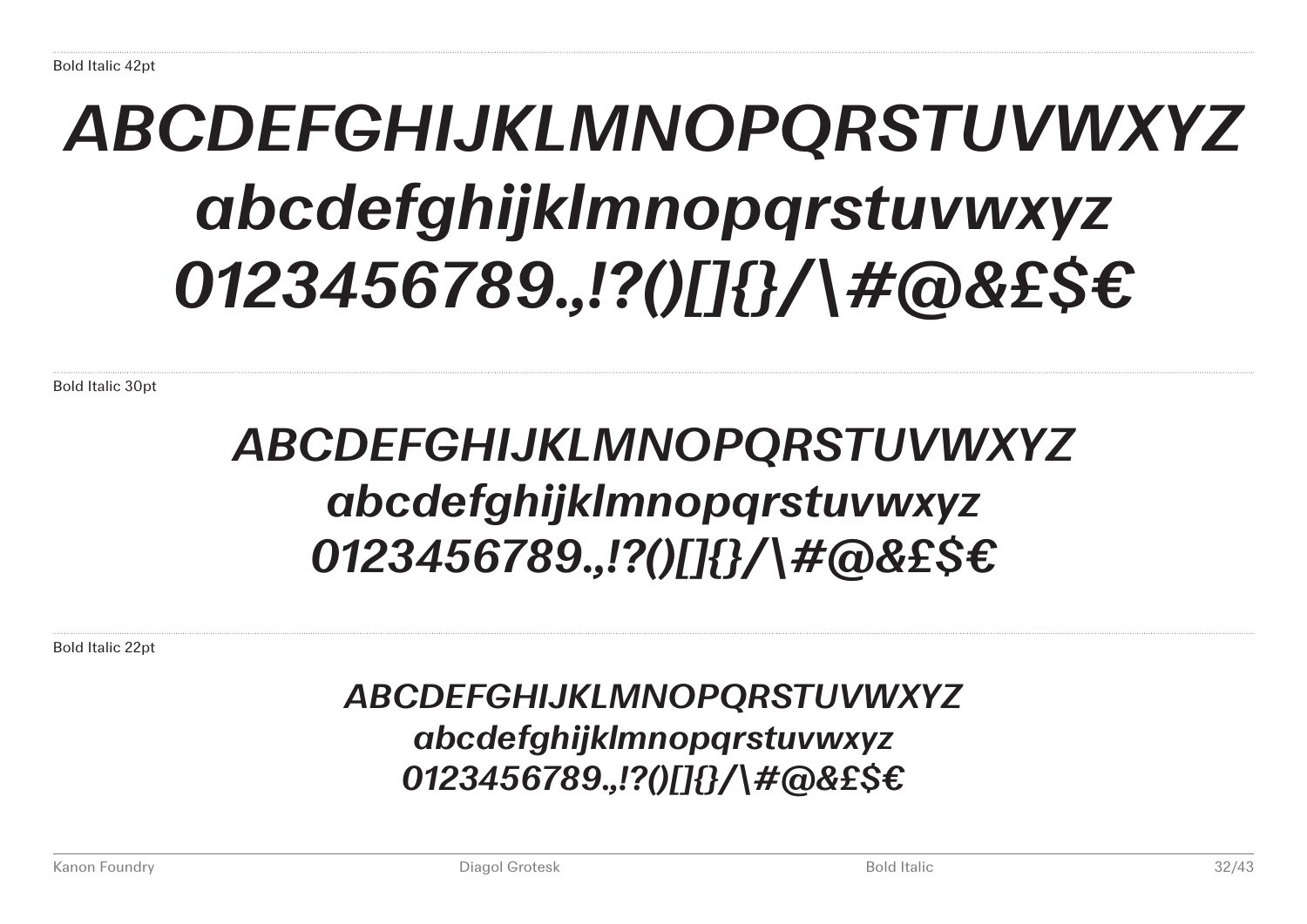Bold Italic 42pt

***ABCDEFGHIJKLMNOPQRSTUVWXYZ***
***abcdefghijklmnopqrstuvwxyz***
***0123456789.,!?()[]{}/\#@&£$€***

Bold Italic 30pt

***ABCDEFGHIJKLMNOPQRSTUVWXYZ***
***abcdefghijklmnopqrstuvwxyz***
***0123456789.,!?()[]{}/\#@&£$€***

Bold Italic 22pt

***ABCDEFGHIJKLMNOPQRSTUVWXYZ***
***abcdefghijklmnopqrstuvwxyz***
***0123456789.,!?()[]{}/\#@&£$€***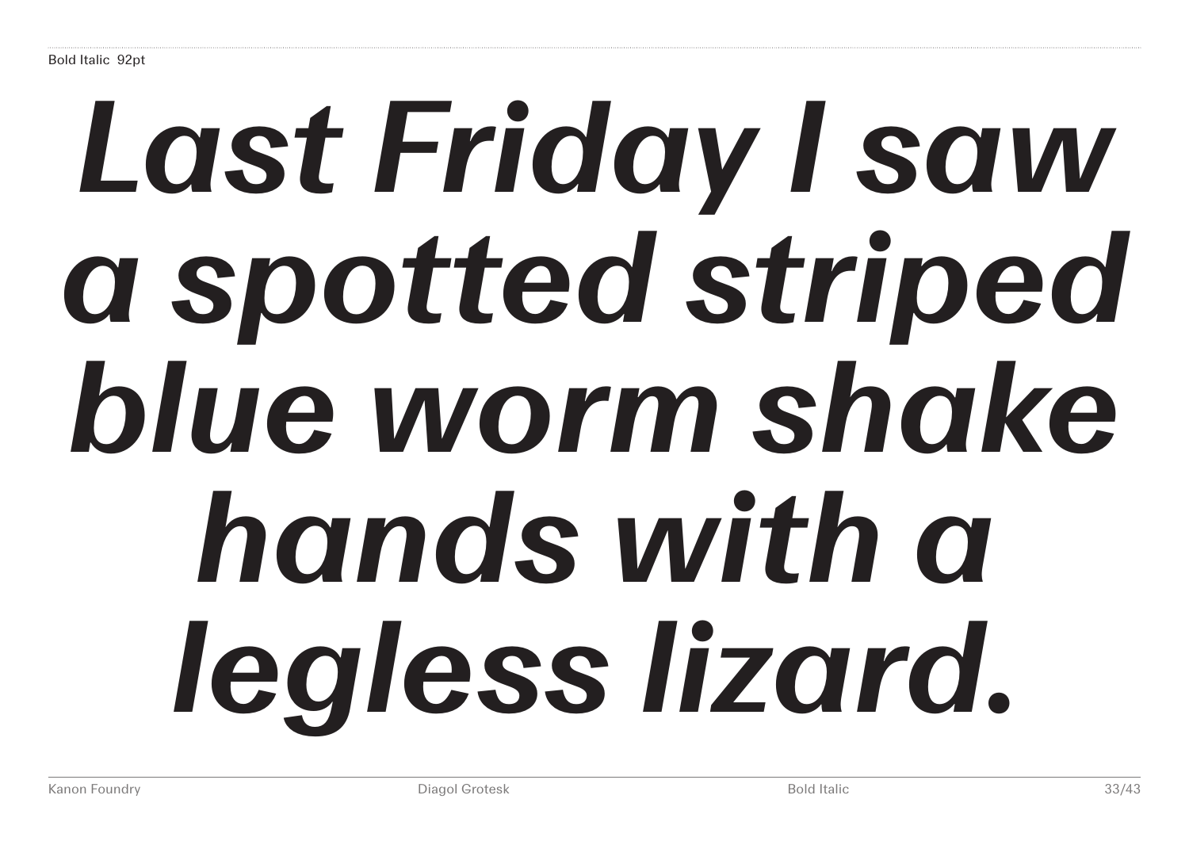Bold Italic 92pt

***Last Friday I saw a spotted striped blue worm shake hands with a legless lizard.***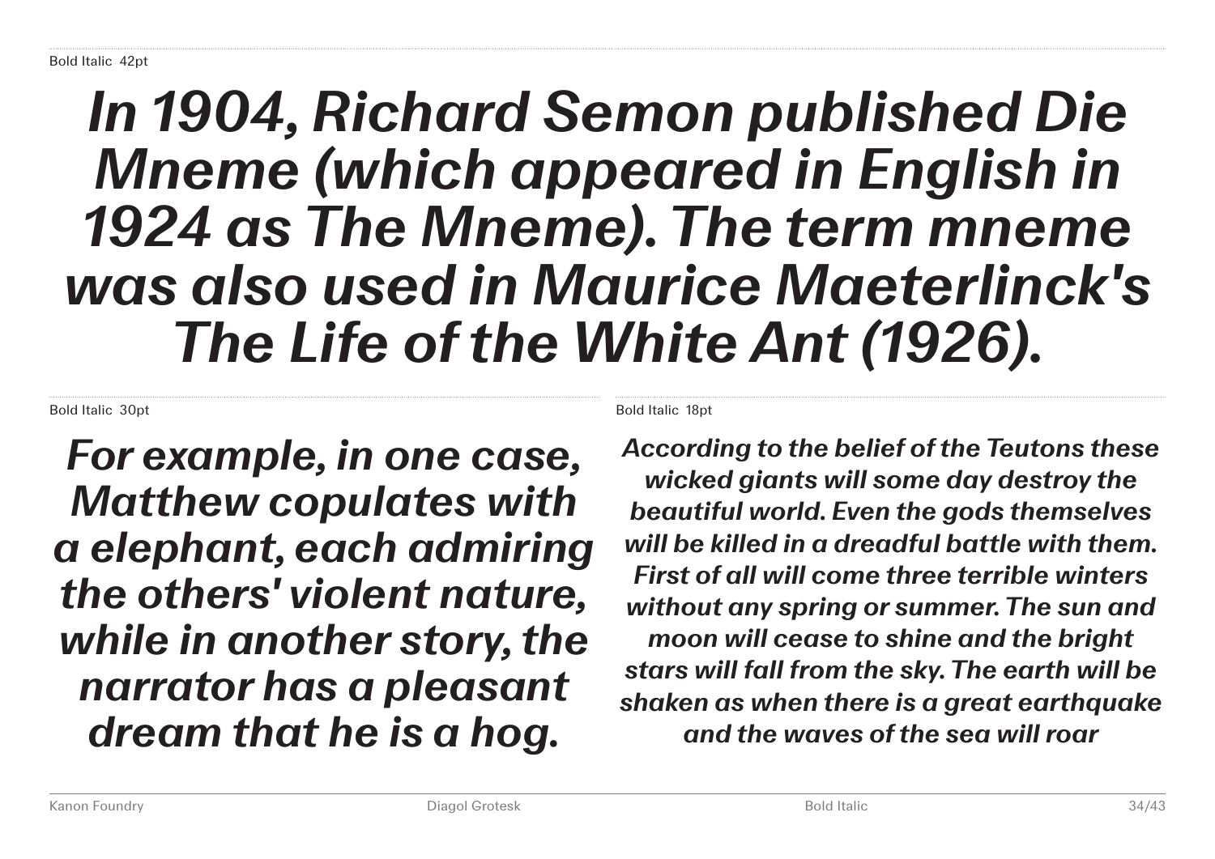Bold Italic 42pt

***In 1904, Richard Semon published Die Mneme (which appeared in English in 1924 as The Mneme). The term mneme was also used in Maurice Maeterlinck's The Life of the White Ant (1926).***

Bold Italic 30pt

***For example, in one case, Matthew copulates with a elephant, each admiring the others' violent nature, while in another story, the narrator has a pleasant dream that he is a hog.***

Bold Italic 18pt

***According to the belief of the Teutons these wicked giants will some day destroy the beautiful world. Even the gods themselves will be killed in a dreadful battle with them. First of all will come three terrible winters without any spring or summer. The sun and moon will cease to shine and the bright stars will fall from the sky. The earth will be shaken as when there is a great earthquake and the waves of the sea will roar***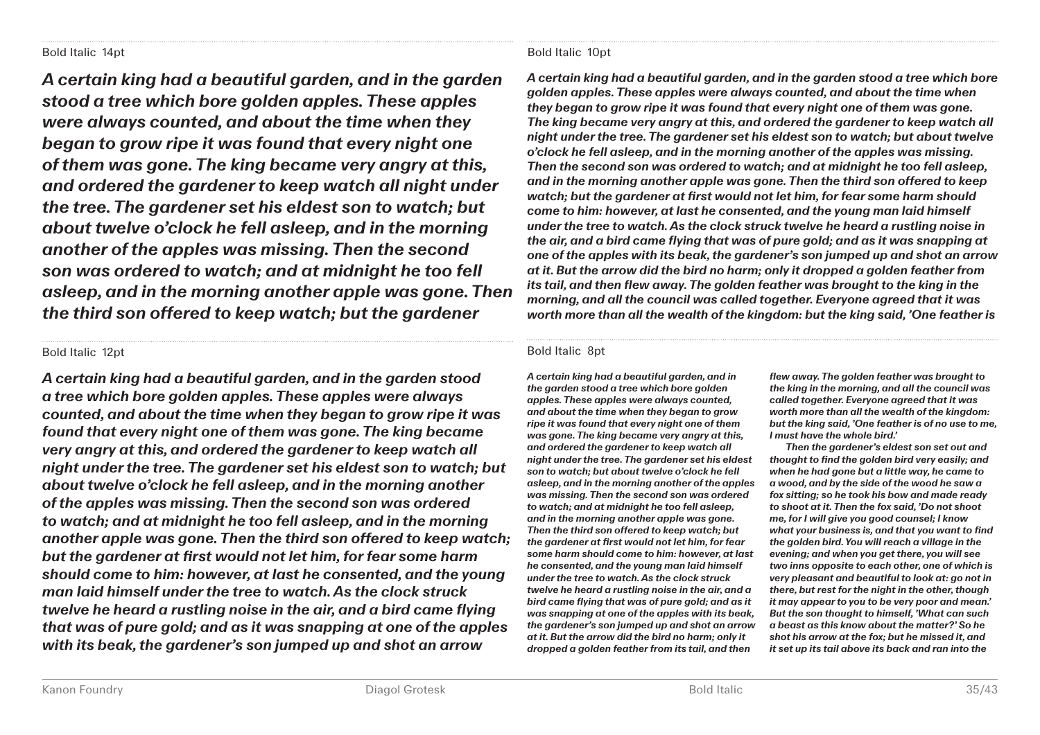Bold Italic 14pt

***A certain king had a beautiful garden, and in the garden stood a tree which bore golden apples. These apples were always counted, and about the time when they began to grow ripe it was found that every night one of them was gone. The king became very angry at this, and ordered the gardener to keep watch all night under the tree. The gardener set his eldest son to watch; but about twelve o'clock he fell asleep, and in the morning another of the apples was missing. Then the second son was ordered to watch; and at midnight he too fell asleep, and in the morning another apple was gone. Then the third son offered to keep watch; but the gardener***

Bold Italic 12pt

***A certain king had a beautiful garden, and in the garden stood a tree which bore golden apples. These apples were always counted, and about the time when they began to grow ripe it was found that every night one of them was gone. The king became very angry at this, and ordered the gardener to keep watch all night under the tree. The gardener set his eldest son to watch; but about twelve o'clock he fell asleep, and in the morning another of the apples was missing. Then the second son was ordered to watch; and at midnight he too fell asleep, and in the morning another apple was gone. Then the third son offered to keep watch; but the gardener at first would not let him, for fear some harm should come to him: however, at last he consented, and the young man laid himself under the tree to watch. As the clock struck twelve he heard a rustling noise in the air, and a bird came flying that was of pure gold; and as it was snapping at one of the apples with its beak, the gardener's son jumped up and shot an arrow***

Bold Italic 10pt

***A certain king had a beautiful garden, and in the garden stood a tree which bore golden apples. These apples were always counted, and about the time when they began to grow ripe it was found that every night one of them was gone. The king became very angry at this, and ordered the gardener to keep watch all night under the tree. The gardener set his eldest son to watch; but about twelve o'clock he fell asleep, and in the morning another of the apples was missing. Then the second son was ordered to watch; and at midnight he too fell asleep, and in the morning another apple was gone. Then the third son offered to keep watch; but the gardener at first would not let him, for fear some harm should come to him: however, at last he consented, and the young man laid himself under the tree to watch. As the clock struck twelve he heard a rustling noise in the air, and a bird came flying that was of pure gold; and as it was snapping at one of the apples with its beak, the gardener's son jumped up and shot an arrow at it. But the arrow did the bird no harm; only it dropped a golden feather from its tail, and then flew away. The golden feather was brought to the king in the morning, and all the council was called together. Everyone agreed that it was worth more than all the wealth of the kingdom: but the king said, 'One feather is***

Bold Italic 8pt

***A certain king had a beautiful garden, and in the garden stood a tree which bore golden apples. These apples were always counted, and about the time when they began to grow ripe it was found that every night one of them was gone. The king became very angry at this, and ordered the gardener to keep watch all night under the tree. The gardener set his eldest son to watch; but about twelve o'clock he fell asleep, and in the morning another of the apples was missing. Then the second son was ordered to watch; and at midnight he too fell asleep, and in the morning another apple was gone. Then the third son offered to keep watch; but the gardener at first would not let him, for fear some harm should come to him: however, at last he consented, and the young man laid himself under the tree to watch. As the clock struck twelve he heard a rustling noise in the air, and a bird came flying that was of pure gold; and as it was snapping at one of the apples with its beak, the gardener's son jumped up and shot an arrow at it. But the arrow did the bird no harm; only it dropped a golden feather from its tail, and then flew away. The golden feather was brought to the king in the morning, and all the council was called together. Everyone agreed that it was worth more than all the wealth of the kingdom: but the king said, 'One feather is of no use to me, I must have the whole bird.'***

***Then the gardener's eldest son set out and thought to find the golden bird very easily; and when he had gone but a little way, he came to a wood, and by the side of the wood he saw a fox sitting; so he took his bow and made ready to shoot at it. Then the fox said, 'Do not shoot me, for I will give you good counsel; I know what your business is, and that you want to find the golden bird. You will reach a village in the evening; and when you get there, you will see two inns opposite to each other, one of which is very pleasant and beautiful to look at: go not in there, but rest for the night in the other, though it may appear to you to be very poor and mean.' But the son thought to himself, 'What can such a beast as this know about the matter?' So he shot his arrow at the fox; but he missed it, and it set up its tail above its back and ran into the***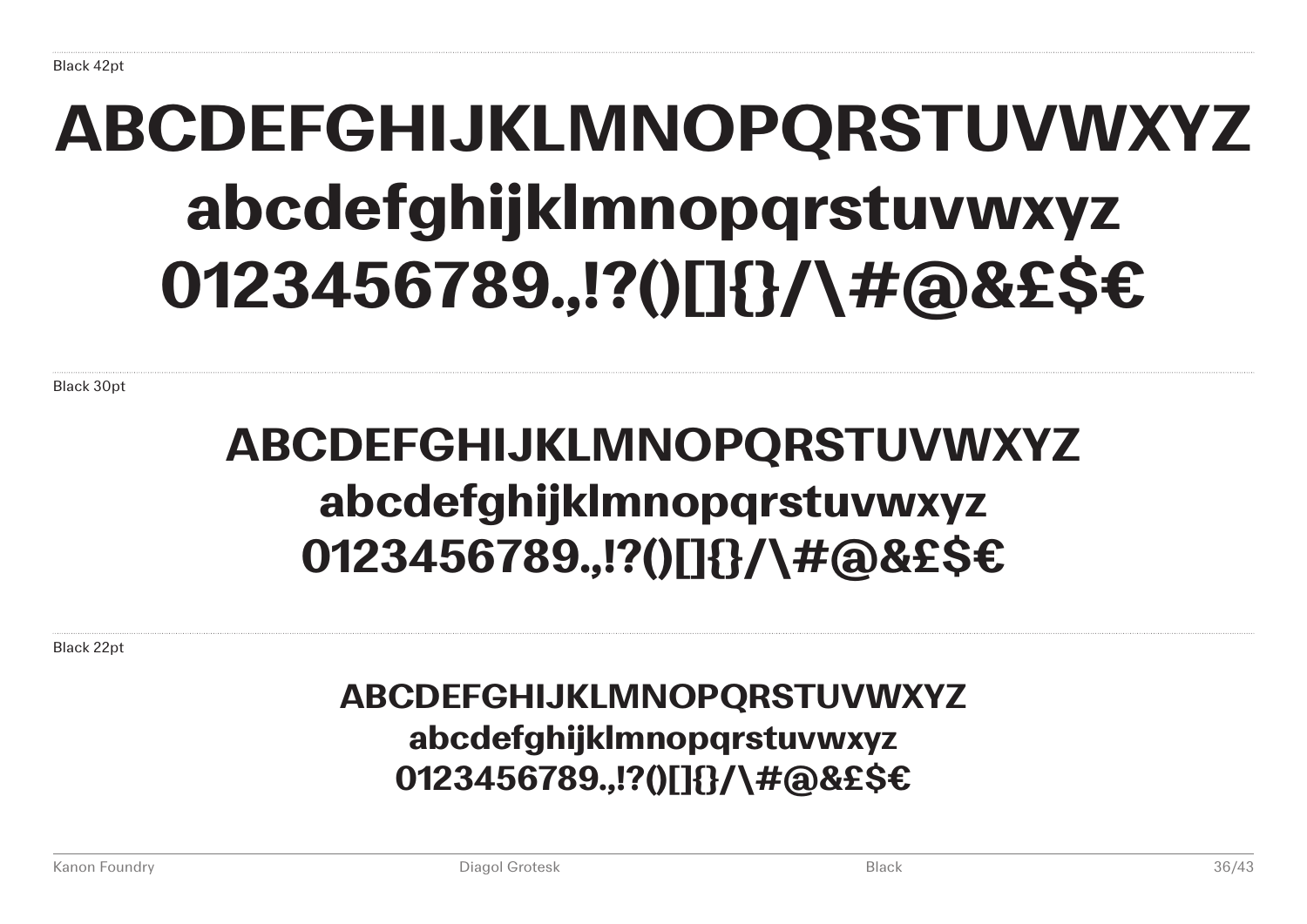Black 42pt

ABCDEFGHIJKLMNOPQRSTUVWXYZ
abcdefghijklmnopqrstuvwxyz
0123456789.,!?()[]{}/\#@&£$€

Black 30pt

ABCDEFGHIJKLMNOPQRSTUVWXYZ
abcdefghijklmnopqrstuvwxyz
0123456789.,!?()[]{}/\#@&£$€

Black 22pt

ABCDEFGHIJKLMNOPQRSTUVWXYZ
abcdefghijklmnopqrstuvwxyz
0123456789.,!?()[]{}/\#@&£$€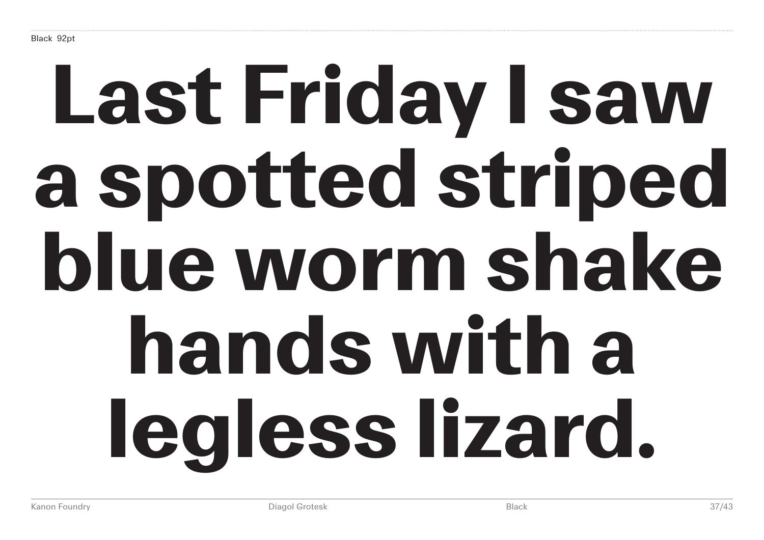Black 92pt

# Last Friday I saw a spotted striped blue worm shake hands with a legless lizard.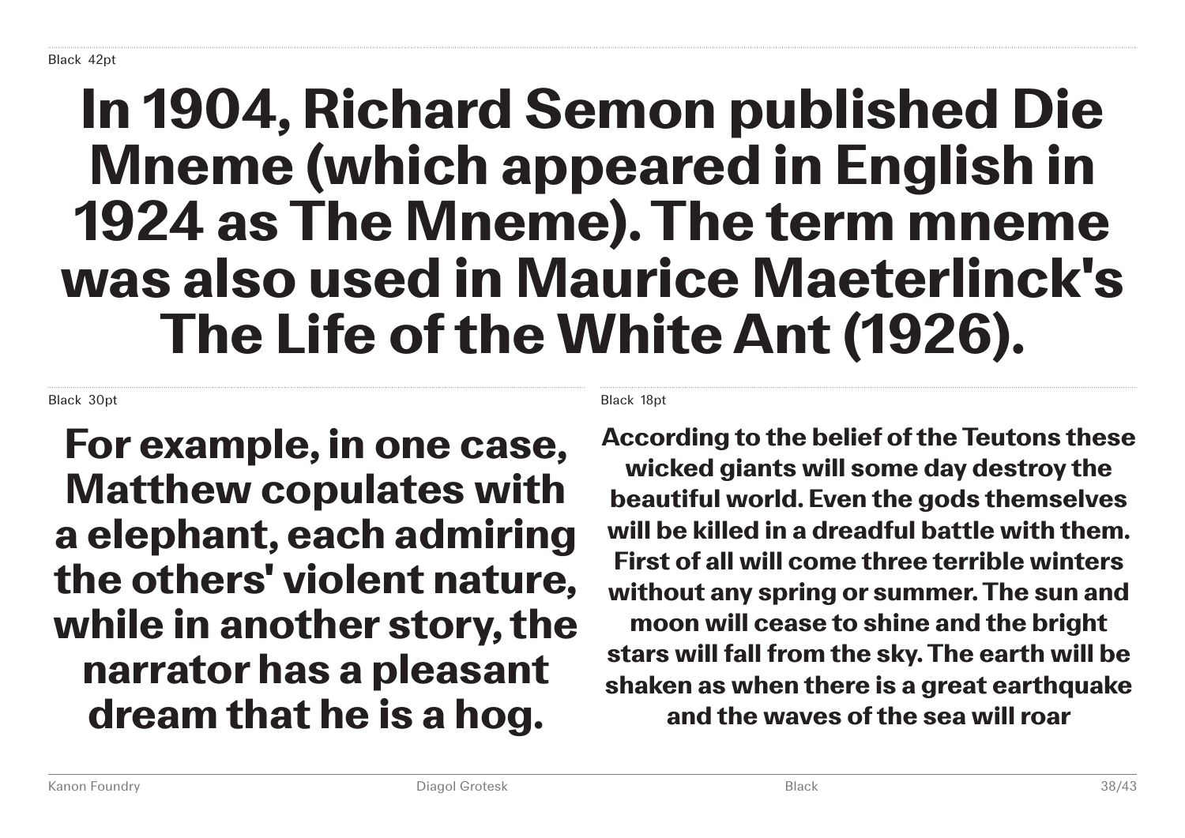Black 42pt

**In 1904, Richard Semon published Die Mneme (which appeared in English in 1924 as The Mneme). The term mneme was also used in Maurice Maeterlinck's The Life of the White Ant (1926).**

Black 30pt

**For example, in one case, Matthew copulates with a elephant, each admiring the others' violent nature, while in another story, the narrator has a pleasant dream that he is a hog.**

Black 18pt

**According to the belief of the Teutons these wicked giants will some day destroy the beautiful world. Even the gods themselves will be killed in a dreadful battle with them. First of all will come three terrible winters without any spring or summer. The sun and moon will cease to shine and the bright stars will fall from the sky. The earth will be shaken as when there is a great earthquake and the waves of the sea will roar**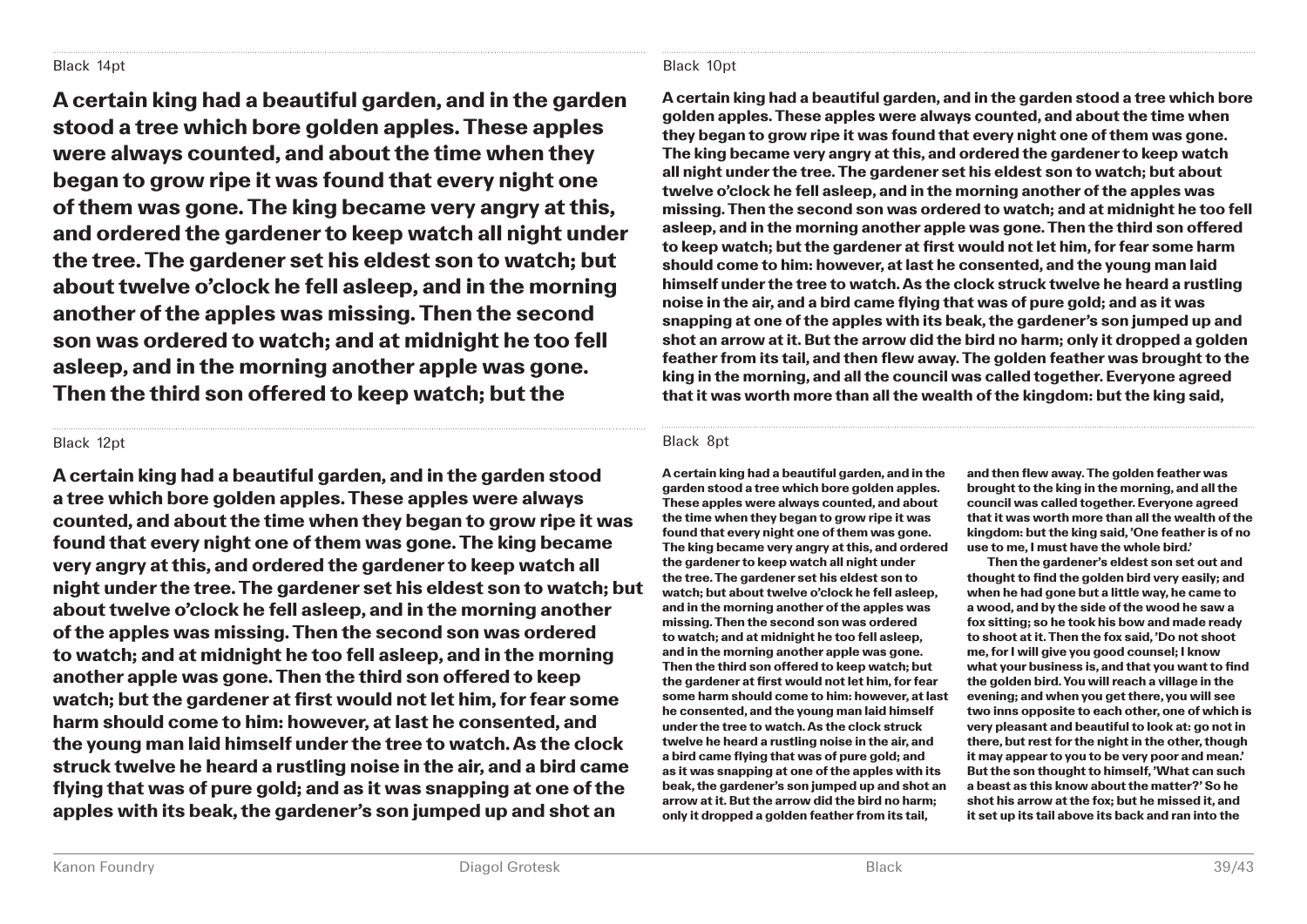Black 14pt

**A certain king had a beautiful garden, and in the garden stood a tree which bore golden apples. These apples were always counted, and about the time when they began to grow ripe it was found that every night one of them was gone. The king became very angry at this, and ordered the gardener to keep watch all night under the tree. The gardener set his eldest son to watch; but about twelve o'clock he fell asleep, and in the morning another of the apples was missing. Then the second son was ordered to watch; and at midnight he too fell asleep, and in the morning another apple was gone. Then the third son offered to keep watch; but the**

Black 12pt

**A certain king had a beautiful garden, and in the garden stood a tree which bore golden apples. These apples were always counted, and about the time when they began to grow ripe it was found that every night one of them was gone. The king became very angry at this, and ordered the gardener to keep watch all night under the tree. The gardener set his eldest son to watch; but about twelve o'clock he fell asleep, and in the morning another of the apples was missing. Then the second son was ordered to watch; and at midnight he too fell asleep, and in the morning another apple was gone. Then the third son offered to keep watch; but the gardener at first would not let him, for fear some harm should come to him: however, at last he consented, and the young man laid himself under the tree to watch. As the clock struck twelve he heard a rustling noise in the air, and a bird came flying that was of pure gold; and as it was snapping at one of the apples with its beak, the gardener's son jumped up and shot an**

Black 10pt

**A certain king had a beautiful garden, and in the garden stood a tree which bore golden apples. These apples were always counted, and about the time when they began to grow ripe it was found that every night one of them was gone. The king became very angry at this, and ordered the gardener to keep watch all night under the tree. The gardener set his eldest son to watch; but about twelve o'clock he fell asleep, and in the morning another of the apples was missing. Then the second son was ordered to watch; and at midnight he too fell asleep, and in the morning another apple was gone. Then the third son offered to keep watch; but the gardener at first would not let him, for fear some harm should come to him: however, at last he consented, and the young man laid himself under the tree to watch. As the clock struck twelve he heard a rustling noise in the air, and a bird came flying that was of pure gold; and as it was snapping at one of the apples with its beak, the gardener's son jumped up and shot an arrow at it. But the arrow did the bird no harm; only it dropped a golden feather from its tail, and then flew away. The golden feather was brought to the king in the morning, and all the council was called together. Everyone agreed that it was worth more than all the wealth of the kingdom: but the king said,**

Black 8pt

**A certain king had a beautiful garden, and in the garden stood a tree which bore golden apples. These apples were always counted, and about the time when they began to grow ripe it was found that every night one of them was gone. The king became very angry at this, and ordered the gardener to keep watch all night under the tree. The gardener set his eldest son to watch; but about twelve o'clock he fell asleep, and in the morning another of the apples was missing. Then the second son was ordered to watch; and at midnight he too fell asleep, and in the morning another apple was gone. Then the third son offered to keep watch; but the gardener at first would not let him, for fear some harm should come to him: however, at last he consented, and the young man laid himself under the tree to watch. As the clock struck twelve he heard a rustling noise in the air, and a bird came flying that was of pure gold; and as it was snapping at one of the apples with its beak, the gardener's son jumped up and shot an arrow at it. But the arrow did the bird no harm; only it dropped a golden feather from its tail, and then flew away. The golden feather was brought to the king in the morning, and all the council was called together. Everyone agreed that it was worth more than all the wealth of the kingdom: but the king said, 'One feather is of no use to me, I must have the whole bird.'**

**Then the gardener's eldest son set out and thought to find the golden bird very easily; and when he had gone but a little way, he came to a wood, and by the side of the wood he saw a fox sitting; so he took his bow and made ready to shoot at it. Then the fox said, 'Do not shoot me, for I will give you good counsel; I know what your business is, and that you want to find the golden bird. You will reach a village in the evening; and when you get there, you will see two inns opposite to each other, one of which is very pleasant and beautiful to look at: go not in there, but rest for the night in the other, though it may appear to you to be very poor and mean.' But the son thought to himself, 'What can such a beast as this know about the matter?' So he shot his arrow at the fox; but he missed it, and it set up its tail above its back and ran into the**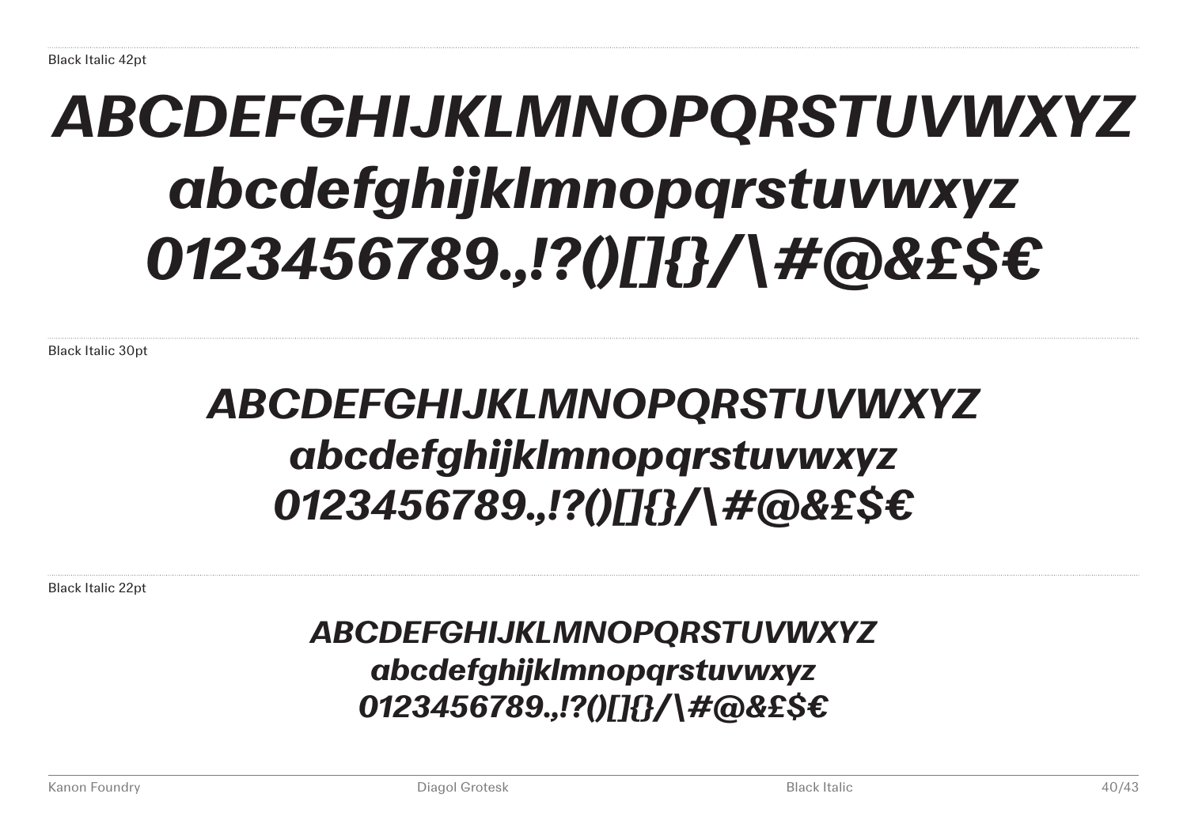Black Italic 42pt

*ABCDEFGHIJKLMNOPQRSTUVWXYZ*
*abcdefghijklmnopqrstuvwxyz*
*0123456789.,!?()[]{}/\#@&£$€*

Black Italic 30pt

*ABCDEFGHIJKLMNOPQRSTUVWXYZ*
*abcdefghijklmnopqrstuvwxyz*
*0123456789.,!?()[]{}/\#@&£$€*

Black Italic 22pt

*ABCDEFGHIJKLMNOPQRSTUVWXYZ*
*abcdefghijklmnopqrstuvwxyz*
*0123456789.,!?()[]{}/\#@&£$€*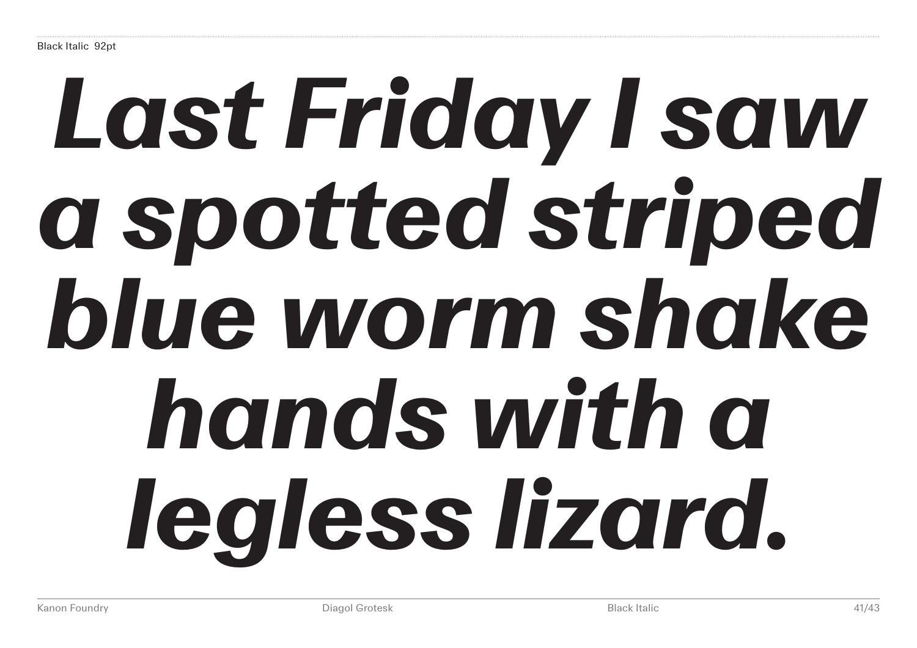Black Italic 92pt

***Last Friday I saw a spotted striped blue worm shake hands with a legless lizard.***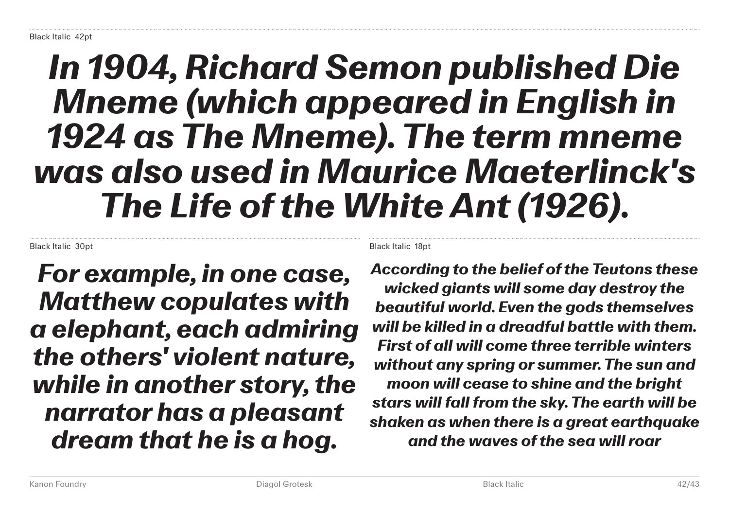Black Italic 42pt

*In 1904, Richard Semon published Die Mneme (which appeared in English in 1924 as The Mneme). The term mneme was also used in Maurice Maeterlinck's The Life of the White Ant (1926).*

Black Italic 30pt

*For example, in one case, Matthew copulates with a elephant, each admiring the others' violent nature, while in another story, the narrator has a pleasant dream that he is a hog.*

Black Italic 18pt

*According to the belief of the Teutons these wicked giants will some day destroy the beautiful world. Even the gods themselves will be killed in a dreadful battle with them. First of all will come three terrible winters without any spring or summer. The sun and moon will cease to shine and the bright stars will fall from the sky. The earth will be shaken as when there is a great earthquake and the waves of the sea will roar*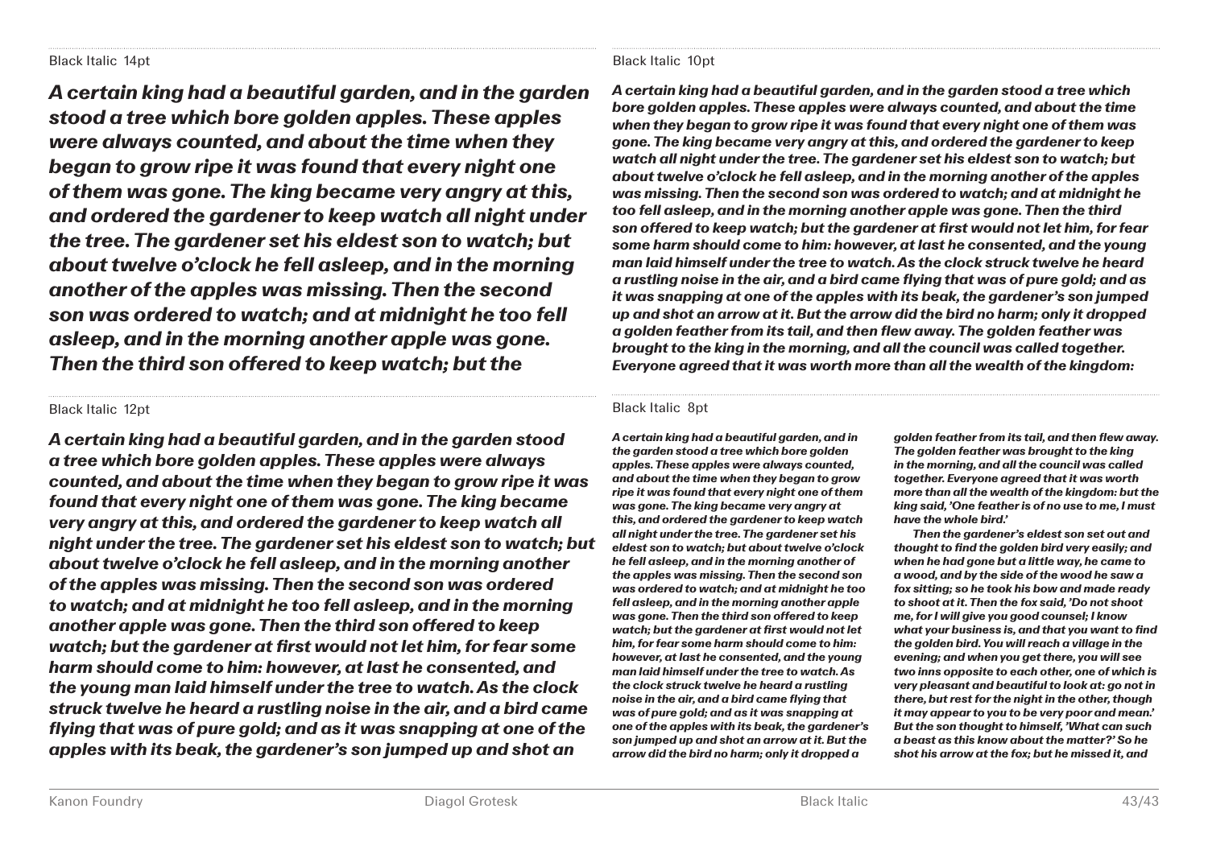Black Italic 14pt

*A certain king had a beautiful garden, and in the garden stood a tree which bore golden apples. These apples were always counted, and about the time when they began to grow ripe it was found that every night one of them was gone. The king became very angry at this, and ordered the gardener to keep watch all night under the tree. The gardener set his eldest son to watch; but about twelve o'clock he fell asleep, and in the morning another of the apples was missing. Then the second son was ordered to watch; and at midnight he too fell asleep, and in the morning another apple was gone. Then the third son offered to keep watch; but the*

Black Italic 12pt

*A certain king had a beautiful garden, and in the garden stood a tree which bore golden apples. These apples were always counted, and about the time when they began to grow ripe it was found that every night one of them was gone. The king became very angry at this, and ordered the gardener to keep watch all night under the tree. The gardener set his eldest son to watch; but about twelve o'clock he fell asleep, and in the morning another of the apples was missing. Then the second son was ordered to watch; and at midnight he too fell asleep, and in the morning another apple was gone. Then the third son offered to keep watch; but the gardener at first would not let him, for fear some harm should come to him: however, at last he consented, and the young man laid himself under the tree to watch. As the clock struck twelve he heard a rustling noise in the air, and a bird came flying that was of pure gold; and as it was snapping at one of the apples with its beak, the gardener's son jumped up and shot an*

Black Italic 10pt

*A certain king had a beautiful garden, and in the garden stood a tree which bore golden apples. These apples were always counted, and about the time when they began to grow ripe it was found that every night one of them was gone. The king became very angry at this, and ordered the gardener to keep watch all night under the tree. The gardener set his eldest son to watch; but about twelve o'clock he fell asleep, and in the morning another of the apples was missing. Then the second son was ordered to watch; and at midnight he too fell asleep, and in the morning another apple was gone. Then the third son offered to keep watch; but the gardener at first would not let him, for fear some harm should come to him: however, at last he consented, and the young man laid himself under the tree to watch. As the clock struck twelve he heard a rustling noise in the air, and a bird came flying that was of pure gold; and as it was snapping at one of the apples with its beak, the gardener's son jumped up and shot an arrow at it. But the arrow did the bird no harm; only it dropped a golden feather from its tail, and then flew away. The golden feather was brought to the king in the morning, and all the council was called together. Everyone agreed that it was worth more than all the wealth of the kingdom:*

Black Italic 8pt

*A certain king had a beautiful garden, and in the garden stood a tree which bore golden apples. These apples were always counted, and about the time when they began to grow ripe it was found that every night one of them was gone. The king became very angry at this, and ordered the gardener to keep watch all night under the tree. The gardener set his eldest son to watch; but about twelve o'clock he fell asleep, and in the morning another of the apples was missing. Then the second son was ordered to watch; and at midnight he too fell asleep, and in the morning another apple was gone. Then the third son offered to keep watch; but the gardener at first would not let him, for fear some harm should come to him: however, at last he consented, and the young man laid himself under the tree to watch. As the clock struck twelve he heard a rustling noise in the air, and a bird came flying that was of pure gold; and as it was snapping at one of the apples with its beak, the gardener's son jumped up and shot an arrow at it. But the arrow did the bird no harm; only it dropped a golden feather from its tail, and then flew away. The golden feather was brought to the king in the morning, and all the council was called together. Everyone agreed that it was worth more than all the wealth of the kingdom: but the king said, 'One feather is of no use to me, I must have the whole bird.'*

*Then the gardener's eldest son set out and thought to find the golden bird very easily; and when he had gone but a little way, he came to a wood, and by the side of the wood he saw a fox sitting; so he took his bow and made ready to shoot at it. Then the fox said, 'Do not shoot me, for I will give you good counsel; I know what your business is, and that you want to find the golden bird. You will reach a village in the evening; and when you get there, you will see two inns opposite to each other, one of which is very pleasant and beautiful to look at: go not in there, but rest for the night in the other, though it may appear to you to be very poor and mean.' But the son thought to himself, 'What can such a beast as this know about the matter?' So he shot his arrow at the fox; but he missed it, and*